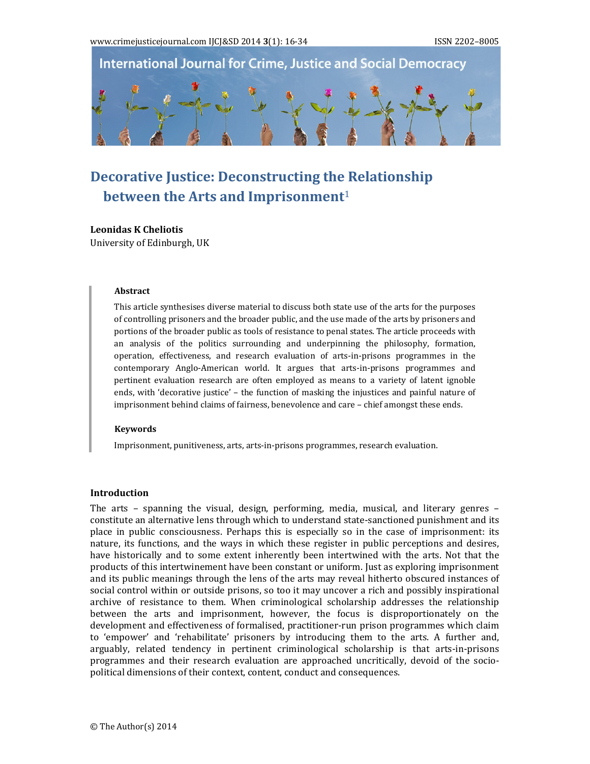# Decorative Justice: Deconstructing the Relationship between the Arts and Imprisonment[1]

**Leonidas K Cheliotis**
University of Edinburgh, UK

### Abstract

This article synthesises diverse material to discuss both state use of the arts for the purposes of controlling prisoners and the broader public, and the use made of the arts by prisoners and portions of the broader public as tools of resistance to penal states. The article proceeds with an analysis of the politics surrounding and underpinning the philosophy, formation, operation, effectiveness, and research evaluation of arts-in-prisons programmes in the contemporary Anglo-American world. It argues that arts-in-prisons programmes and pertinent evaluation research are often employed as means to a variety of latent ignoble ends, with 'decorative justice' – the function of masking the injustices and painful nature of imprisonment behind claims of fairness, benevolence and care – chief amongst these ends.

### Keywords

Imprisonment, punitiveness, arts, arts-in-prisons programmes, research evaluation.

## Introduction

The arts – spanning the visual, design, performing, media, musical, and literary genres – constitute an alternative lens through which to understand state-sanctioned punishment and its place in public consciousness. Perhaps this is especially so in the case of imprisonment: its nature, its functions, and the ways in which these register in public perceptions and desires, have historically and to some extent inherently been intertwined with the arts. Not that the products of this intertwinement have been constant or uniform. Just as exploring imprisonment and its public meanings through the lens of the arts may reveal hitherto obscured instances of social control within or outside prisons, so too it may uncover a rich and possibly inspirational archive of resistance to them. When criminological scholarship addresses the relationship between the arts and imprisonment, however, the focus is disproportionately on the development and effectiveness of formalised, practitioner-run prison programmes which claim to 'empower' and 'rehabilitate' prisoners by introducing them to the arts. A further and, arguably, related tendency in pertinent criminological scholarship is that arts-in-prisons programmes and their research evaluation are approached uncritically, devoid of the socio-political dimensions of their context, content, conduct and consequences.

© The Author(s) 2014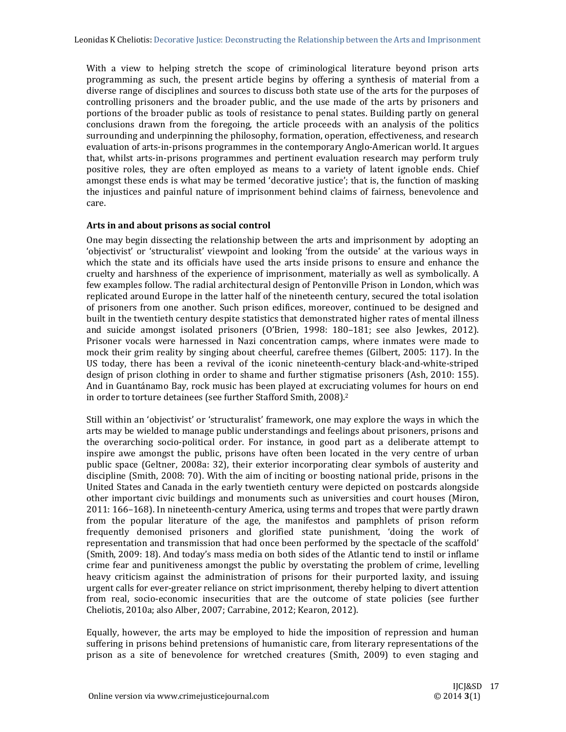With a view to helping stretch the scope of criminological literature beyond prison arts programming as such, the present article begins by offering a synthesis of material from a diverse range of disciplines and sources to discuss both state use of the arts for the purposes of controlling prisoners and the broader public, and the use made of the arts by prisoners and portions of the broader public as tools of resistance to penal states. Building partly on general conclusions drawn from the foregoing, the article proceeds with an analysis of the politics surrounding and underpinning the philosophy, formation, operation, effectiveness, and research evaluation of arts-in-prisons programmes in the contemporary Anglo-American world. It argues that, whilst arts-in-prisons programmes and pertinent evaluation research may perform truly positive roles, they are often employed as means to a variety of latent ignoble ends. Chief amongst these ends is what may be termed 'decorative justice'; that is, the function of masking the injustices and painful nature of imprisonment behind claims of fairness, benevolence and care.

## Arts in and about prisons as social control

One may begin dissecting the relationship between the arts and imprisonment by adopting an 'objectivist' or 'structuralist' viewpoint and looking 'from the outside' at the various ways in which the state and its officials have used the arts inside prisons to ensure and enhance the cruelty and harshness of the experience of imprisonment, materially as well as symbolically. A few examples follow. The radial architectural design of Pentonville Prison in London, which was replicated around Europe in the latter half of the nineteenth century, secured the total isolation of prisoners from one another. Such prison edifices, moreover, continued to be designed and built in the twentieth century despite statistics that demonstrated higher rates of mental illness and suicide amongst isolated prisoners (O'Brien, 1998: 180–181; see also Jewkes, 2012). Prisoner vocals were harnessed in Nazi concentration camps, where inmates were made to mock their grim reality by singing about cheerful, carefree themes (Gilbert, 2005: 117). In the US today, there has been a revival of the iconic nineteenth-century black-and-white-striped design of prison clothing in order to shame and further stigmatise prisoners (Ash, 2010: 155). And in Guantánamo Bay, rock music has been played at excruciating volumes for hours on end in order to torture detainees (see further Stafford Smith, 2008).[2]

Still within an 'objectivist' or 'structuralist' framework, one may explore the ways in which the arts may be wielded to manage public understandings and feelings about prisoners, prisons and the overarching socio-political order. For instance, in good part as a deliberate attempt to inspire awe amongst the public, prisons have often been located in the very centre of urban public space (Geltner, 2008a: 32), their exterior incorporating clear symbols of austerity and discipline (Smith, 2008: 70). With the aim of inciting or boosting national pride, prisons in the United States and Canada in the early twentieth century were depicted on postcards alongside other important civic buildings and monuments such as universities and court houses (Miron, 2011: 166–168). In nineteenth-century America, using terms and tropes that were partly drawn from the popular literature of the age, the manifestos and pamphlets of prison reform frequently demonised prisoners and glorified state punishment, 'doing the work of representation and transmission that had once been performed by the spectacle of the scaffold' (Smith, 2009: 18). And today's mass media on both sides of the Atlantic tend to instil or inflame crime fear and punitiveness amongst the public by overstating the problem of crime, levelling heavy criticism against the administration of prisons for their purported laxity, and issuing urgent calls for ever-greater reliance on strict imprisonment, thereby helping to divert attention from real, socio-economic insecurities that are the outcome of state policies (see further Cheliotis, 2010a; also Alber, 2007; Carrabine, 2012; Kearon, 2012).

Equally, however, the arts may be employed to hide the imposition of repression and human suffering in prisons behind pretensions of humanistic care, from literary representations of the prison as a site of benevolence for wretched creatures (Smith, 2009) to even staging and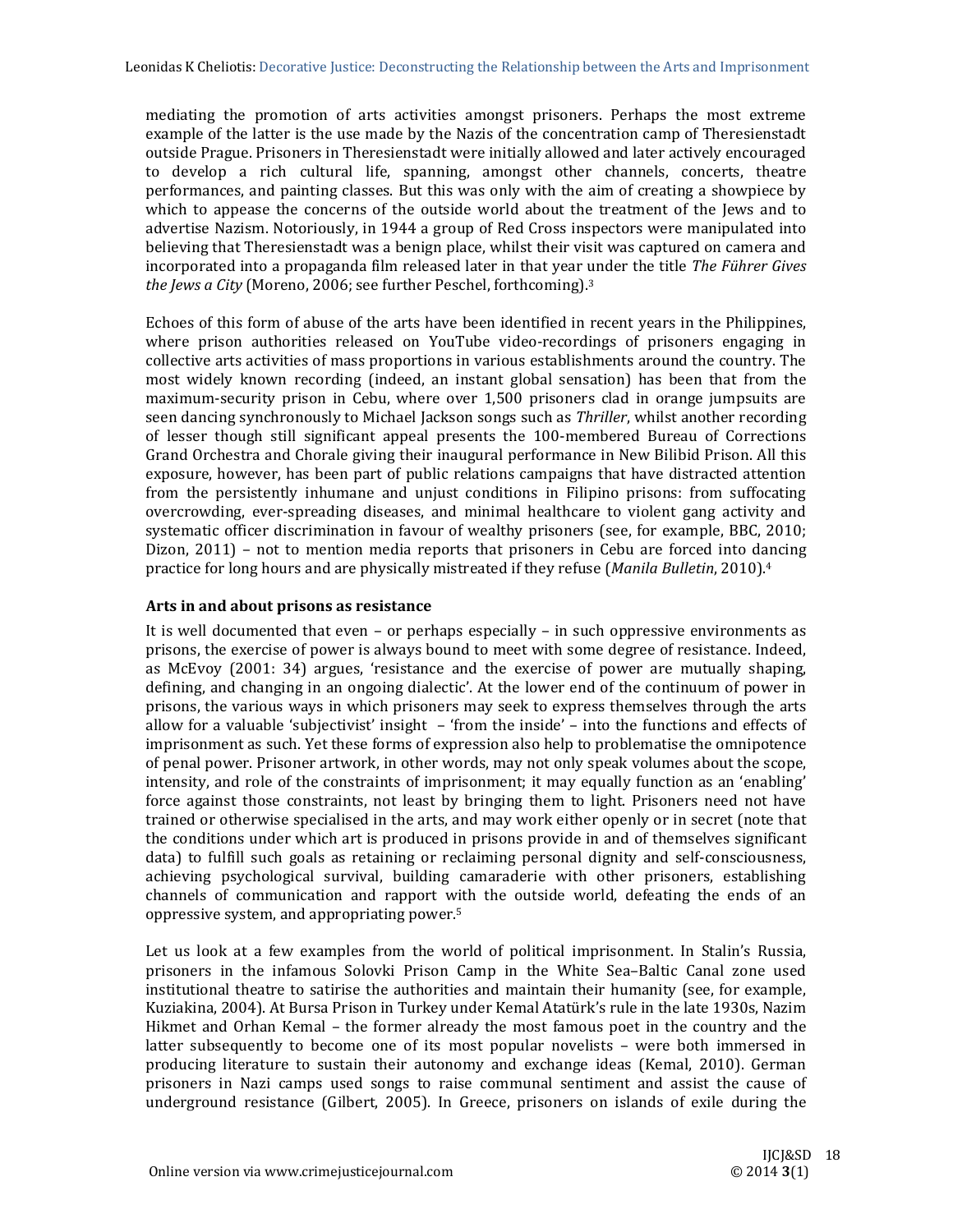mediating the promotion of arts activities amongst prisoners. Perhaps the most extreme example of the latter is the use made by the Nazis of the concentration camp of Theresienstadt outside Prague. Prisoners in Theresienstadt were initially allowed and later actively encouraged to develop a rich cultural life, spanning, amongst other channels, concerts, theatre performances, and painting classes. But this was only with the aim of creating a showpiece by which to appease the concerns of the outside world about the treatment of the Jews and to advertise Nazism. Notoriously, in 1944 a group of Red Cross inspectors were manipulated into believing that Theresienstadt was a benign place, whilst their visit was captured on camera and incorporated into a propaganda film released later in that year under the title *The Führer Gives the Jews a City* (Moreno, 2006; see further Peschel, forthcoming).[3]

Echoes of this form of abuse of the arts have been identified in recent years in the Philippines, where prison authorities released on YouTube video-recordings of prisoners engaging in collective arts activities of mass proportions in various establishments around the country. The most widely known recording (indeed, an instant global sensation) has been that from the maximum-security prison in Cebu, where over 1,500 prisoners clad in orange jumpsuits are seen dancing synchronously to Michael Jackson songs such as *Thriller*, whilst another recording of lesser though still significant appeal presents the 100-membered Bureau of Corrections Grand Orchestra and Chorale giving their inaugural performance in New Bilibid Prison. All this exposure, however, has been part of public relations campaigns that have distracted attention from the persistently inhumane and unjust conditions in Filipino prisons: from suffocating overcrowding, ever-spreading diseases, and minimal healthcare to violent gang activity and systematic officer discrimination in favour of wealthy prisoners (see, for example, BBC, 2010; Dizon, 2011) – not to mention media reports that prisoners in Cebu are forced into dancing practice for long hours and are physically mistreated if they refuse (*Manila Bulletin*, 2010).[4]

### Arts in and about prisons as resistance

It is well documented that even – or perhaps especially – in such oppressive environments as prisons, the exercise of power is always bound to meet with some degree of resistance. Indeed, as McEvoy (2001: 34) argues, 'resistance and the exercise of power are mutually shaping, defining, and changing in an ongoing dialectic'. At the lower end of the continuum of power in prisons, the various ways in which prisoners may seek to express themselves through the arts allow for a valuable 'subjectivist' insight – 'from the inside' – into the functions and effects of imprisonment as such. Yet these forms of expression also help to problematise the omnipotence of penal power. Prisoner artwork, in other words, may not only speak volumes about the scope, intensity, and role of the constraints of imprisonment; it may equally function as an 'enabling' force against those constraints, not least by bringing them to light. Prisoners need not have trained or otherwise specialised in the arts, and may work either openly or in secret (note that the conditions under which art is produced in prisons provide in and of themselves significant data) to fulfill such goals as retaining or reclaiming personal dignity and self-consciousness, achieving psychological survival, building camaraderie with other prisoners, establishing channels of communication and rapport with the outside world, defeating the ends of an oppressive system, and appropriating power.[5]

Let us look at a few examples from the world of political imprisonment. In Stalin's Russia, prisoners in the infamous Solovki Prison Camp in the White Sea–Baltic Canal zone used institutional theatre to satirise the authorities and maintain their humanity (see, for example, Kuziakina, 2004). At Bursa Prison in Turkey under Kemal Atatürk's rule in the late 1930s, Nazim Hikmet and Orhan Kemal – the former already the most famous poet in the country and the latter subsequently to become one of its most popular novelists – were both immersed in producing literature to sustain their autonomy and exchange ideas (Kemal, 2010). German prisoners in Nazi camps used songs to raise communal sentiment and assist the cause of underground resistance (Gilbert, 2005). In Greece, prisoners on islands of exile during the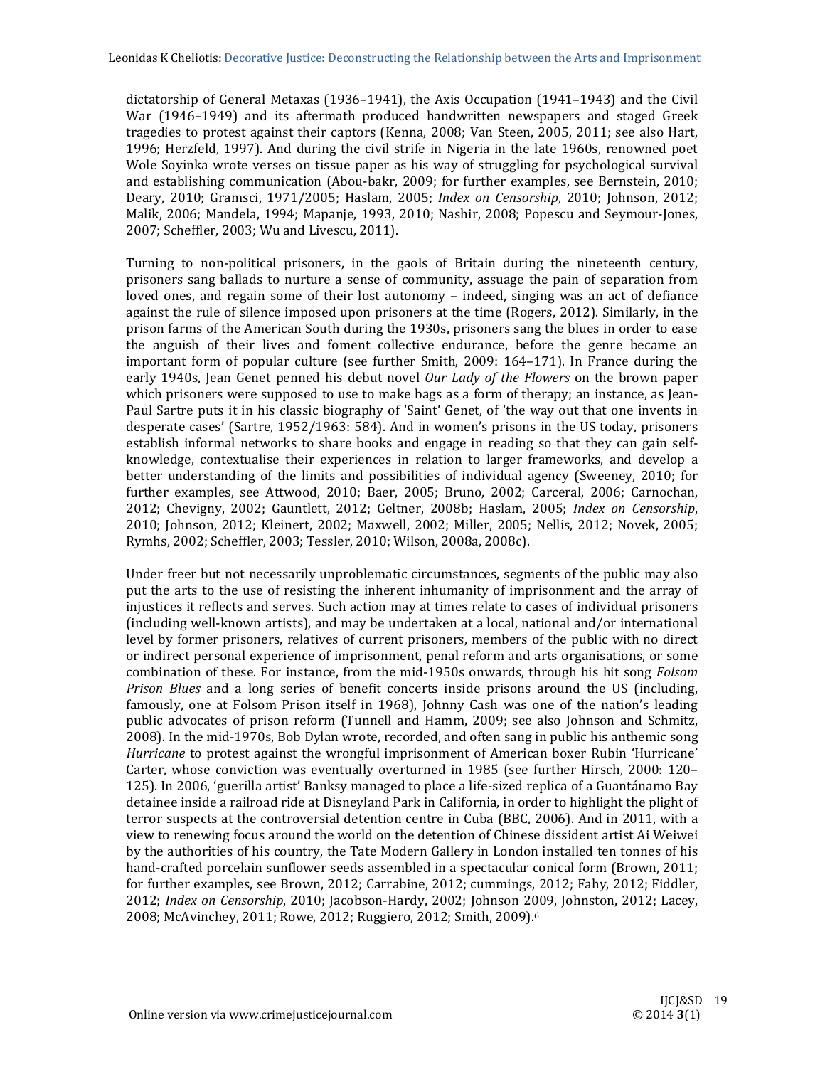dictatorship of General Metaxas (1936–1941), the Axis Occupation (1941–1943) and the Civil War (1946–1949) and its aftermath produced handwritten newspapers and staged Greek tragedies to protest against their captors (Kenna, 2008; Van Steen, 2005, 2011; see also Hart, 1996; Herzfeld, 1997). And during the civil strife in Nigeria in the late 1960s, renowned poet Wole Soyinka wrote verses on tissue paper as his way of struggling for psychological survival and establishing communication (Abou-bakr, 2009; for further examples, see Bernstein, 2010; Deary, 2010; Gramsci, 1971/2005; Haslam, 2005; *Index on Censorship*, 2010; Johnson, 2012; Malik, 2006; Mandela, 1994; Mapanje, 1993, 2010; Nashir, 2008; Popescu and Seymour-Jones, 2007; Scheffler, 2003; Wu and Livescu, 2011).

Turning to non-political prisoners, in the gaols of Britain during the nineteenth century, prisoners sang ballads to nurture a sense of community, assuage the pain of separation from loved ones, and regain some of their lost autonomy – indeed, singing was an act of defiance against the rule of silence imposed upon prisoners at the time (Rogers, 2012). Similarly, in the prison farms of the American South during the 1930s, prisoners sang the blues in order to ease the anguish of their lives and foment collective endurance, before the genre became an important form of popular culture (see further Smith, 2009: 164–171). In France during the early 1940s, Jean Genet penned his debut novel *Our Lady of the Flowers* on the brown paper which prisoners were supposed to use to make bags as a form of therapy; an instance, as Jean-Paul Sartre puts it in his classic biography of 'Saint' Genet, of 'the way out that one invents in desperate cases' (Sartre, 1952/1963: 584). And in women's prisons in the US today, prisoners establish informal networks to share books and engage in reading so that they can gain self-knowledge, contextualise their experiences in relation to larger frameworks, and develop a better understanding of the limits and possibilities of individual agency (Sweeney, 2010; for further examples, see Attwood, 2010; Baer, 2005; Bruno, 2002; Carceral, 2006; Carnochan, 2012; Chevigny, 2002; Gauntlett, 2012; Geltner, 2008b; Haslam, 2005; *Index on Censorship*, 2010; Johnson, 2012; Kleinert, 2002; Maxwell, 2002; Miller, 2005; Nellis, 2012; Novek, 2005; Rymhs, 2002; Scheffler, 2003; Tessler, 2010; Wilson, 2008a, 2008c).

Under freer but not necessarily unproblematic circumstances, segments of the public may also put the arts to the use of resisting the inherent inhumanity of imprisonment and the array of injustices it reflects and serves. Such action may at times relate to cases of individual prisoners (including well-known artists), and may be undertaken at a local, national and/or international level by former prisoners, relatives of current prisoners, members of the public with no direct or indirect personal experience of imprisonment, penal reform and arts organisations, or some combination of these. For instance, from the mid-1950s onwards, through his hit song *Folsom Prison Blues* and a long series of benefit concerts inside prisons around the US (including, famously, one at Folsom Prison itself in 1968), Johnny Cash was one of the nation's leading public advocates of prison reform (Tunnell and Hamm, 2009; see also Johnson and Schmitz, 2008). In the mid-1970s, Bob Dylan wrote, recorded, and often sang in public his anthemic song *Hurricane* to protest against the wrongful imprisonment of American boxer Rubin 'Hurricane' Carter, whose conviction was eventually overturned in 1985 (see further Hirsch, 2000: 120–125). In 2006, 'guerilla artist' Banksy managed to place a life-sized replica of a Guantánamo Bay detainee inside a railroad ride at Disneyland Park in California, in order to highlight the plight of terror suspects at the controversial detention centre in Cuba (BBC, 2006). And in 2011, with a view to renewing focus around the world on the detention of Chinese dissident artist Ai Weiwei by the authorities of his country, the Tate Modern Gallery in London installed ten tonnes of his hand-crafted porcelain sunflower seeds assembled in a spectacular conical form (Brown, 2011; for further examples, see Brown, 2012; Carrabine, 2012; cummings, 2012; Fahy, 2012; Fiddler, 2012; *Index on Censorship*, 2010; Jacobson-Hardy, 2002; Johnson 2009, Johnston, 2012; Lacey, 2008; McAvinchey, 2011; Rowe, 2012; Ruggiero, 2012; Smith, 2009).[6]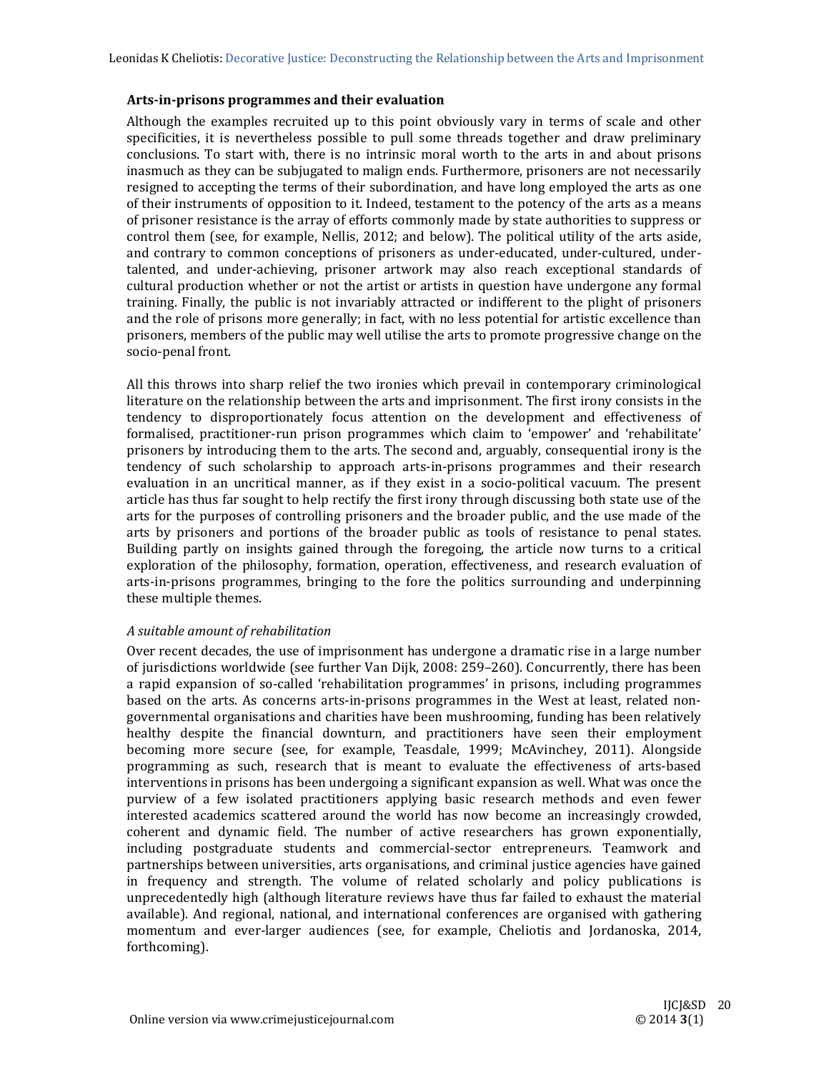### Arts-in-prisons programmes and their evaluation

Although the examples recruited up to this point obviously vary in terms of scale and other specificities, it is nevertheless possible to pull some threads together and draw preliminary conclusions. To start with, there is no intrinsic moral worth to the arts in and about prisons inasmuch as they can be subjugated to malign ends. Furthermore, prisoners are not necessarily resigned to accepting the terms of their subordination, and have long employed the arts as one of their instruments of opposition to it. Indeed, testament to the potency of the arts as a means of prisoner resistance is the array of efforts commonly made by state authorities to suppress or control them (see, for example, Nellis, 2012; and below). The political utility of the arts aside, and contrary to common conceptions of prisoners as under-educated, under-cultured, under-talented, and under-achieving, prisoner artwork may also reach exceptional standards of cultural production whether or not the artist or artists in question have undergone any formal training. Finally, the public is not invariably attracted or indifferent to the plight of prisoners and the role of prisons more generally; in fact, with no less potential for artistic excellence than prisoners, members of the public may well utilise the arts to promote progressive change on the socio-penal front.

All this throws into sharp relief the two ironies which prevail in contemporary criminological literature on the relationship between the arts and imprisonment. The first irony consists in the tendency to disproportionately focus attention on the development and effectiveness of formalised, practitioner-run prison programmes which claim to 'empower' and 'rehabilitate' prisoners by introducing them to the arts. The second and, arguably, consequential irony is the tendency of such scholarship to approach arts-in-prisons programmes and their research evaluation in an uncritical manner, as if they exist in a socio-political vacuum. The present article has thus far sought to help rectify the first irony through discussing both state use of the arts for the purposes of controlling prisoners and the broader public, and the use made of the arts by prisoners and portions of the broader public as tools of resistance to penal states. Building partly on insights gained through the foregoing, the article now turns to a critical exploration of the philosophy, formation, operation, effectiveness, and research evaluation of arts-in-prisons programmes, bringing to the fore the politics surrounding and underpinning these multiple themes.

#### *A suitable amount of rehabilitation*

Over recent decades, the use of imprisonment has undergone a dramatic rise in a large number of jurisdictions worldwide (see further Van Dijk, 2008: 259–260). Concurrently, there has been a rapid expansion of so-called 'rehabilitation programmes' in prisons, including programmes based on the arts. As concerns arts-in-prisons programmes in the West at least, related non-governmental organisations and charities have been mushrooming, funding has been relatively healthy despite the financial downturn, and practitioners have seen their employment becoming more secure (see, for example, Teasdale, 1999; McAvinchey, 2011). Alongside programming as such, research that is meant to evaluate the effectiveness of arts-based interventions in prisons has been undergoing a significant expansion as well. What was once the purview of a few isolated practitioners applying basic research methods and even fewer interested academics scattered around the world has now become an increasingly crowded, coherent and dynamic field. The number of active researchers has grown exponentially, including postgraduate students and commercial-sector entrepreneurs. Teamwork and partnerships between universities, arts organisations, and criminal justice agencies have gained in frequency and strength. The volume of related scholarly and policy publications is unprecedentedly high (although literature reviews have thus far failed to exhaust the material available). And regional, national, and international conferences are organised with gathering momentum and ever-larger audiences (see, for example, Cheliotis and Jordanoska, 2014, forthcoming).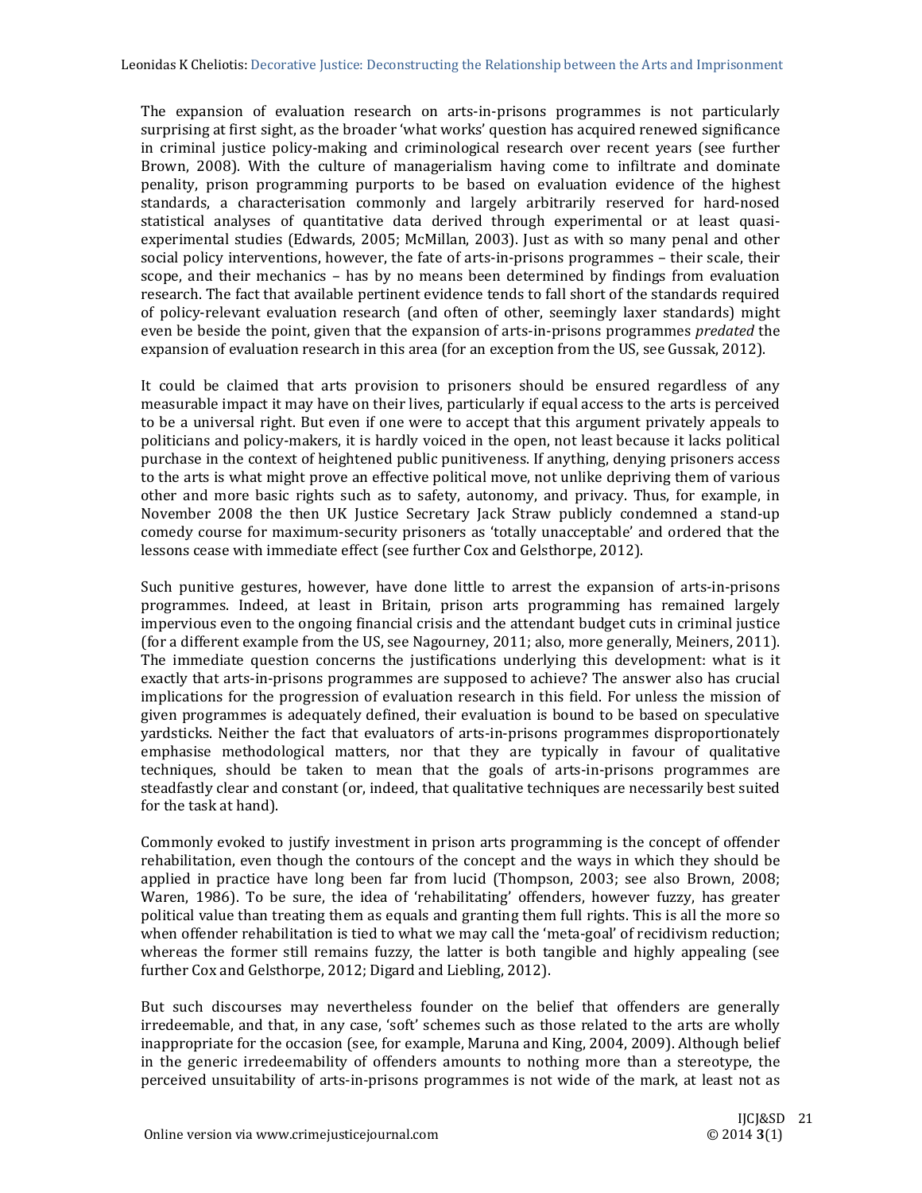The expansion of evaluation research on arts-in-prisons programmes is not particularly surprising at first sight, as the broader 'what works' question has acquired renewed significance in criminal justice policy-making and criminological research over recent years (see further Brown, 2008). With the culture of managerialism having come to infiltrate and dominate penality, prison programming purports to be based on evaluation evidence of the highest standards, a characterisation commonly and largely arbitrarily reserved for hard-nosed statistical analyses of quantitative data derived through experimental or at least quasi-experimental studies (Edwards, 2005; McMillan, 2003). Just as with so many penal and other social policy interventions, however, the fate of arts-in-prisons programmes – their scale, their scope, and their mechanics – has by no means been determined by findings from evaluation research. The fact that available pertinent evidence tends to fall short of the standards required of policy-relevant evaluation research (and often of other, seemingly laxer standards) might even be beside the point, given that the expansion of arts-in-prisons programmes *predated* the expansion of evaluation research in this area (for an exception from the US, see Gussak, 2012).

It could be claimed that arts provision to prisoners should be ensured regardless of any measurable impact it may have on their lives, particularly if equal access to the arts is perceived to be a universal right. But even if one were to accept that this argument privately appeals to politicians and policy-makers, it is hardly voiced in the open, not least because it lacks political purchase in the context of heightened public punitiveness. If anything, denying prisoners access to the arts is what might prove an effective political move, not unlike depriving them of various other and more basic rights such as to safety, autonomy, and privacy. Thus, for example, in November 2008 the then UK Justice Secretary Jack Straw publicly condemned a stand-up comedy course for maximum-security prisoners as 'totally unacceptable' and ordered that the lessons cease with immediate effect (see further Cox and Gelsthorpe, 2012).

Such punitive gestures, however, have done little to arrest the expansion of arts-in-prisons programmes. Indeed, at least in Britain, prison arts programming has remained largely impervious even to the ongoing financial crisis and the attendant budget cuts in criminal justice (for a different example from the US, see Nagourney, 2011; also, more generally, Meiners, 2011). The immediate question concerns the justifications underlying this development: what is it exactly that arts-in-prisons programmes are supposed to achieve? The answer also has crucial implications for the progression of evaluation research in this field. For unless the mission of given programmes is adequately defined, their evaluation is bound to be based on speculative yardsticks. Neither the fact that evaluators of arts-in-prisons programmes disproportionately emphasise methodological matters, nor that they are typically in favour of qualitative techniques, should be taken to mean that the goals of arts-in-prisons programmes are steadfastly clear and constant (or, indeed, that qualitative techniques are necessarily best suited for the task at hand).

Commonly evoked to justify investment in prison arts programming is the concept of offender rehabilitation, even though the contours of the concept and the ways in which they should be applied in practice have long been far from lucid (Thompson, 2003; see also Brown, 2008; Waren, 1986). To be sure, the idea of 'rehabilitating' offenders, however fuzzy, has greater political value than treating them as equals and granting them full rights. This is all the more so when offender rehabilitation is tied to what we may call the 'meta-goal' of recidivism reduction; whereas the former still remains fuzzy, the latter is both tangible and highly appealing (see further Cox and Gelsthorpe, 2012; Digard and Liebling, 2012).

But such discourses may nevertheless founder on the belief that offenders are generally irredeemable, and that, in any case, 'soft' schemes such as those related to the arts are wholly inappropriate for the occasion (see, for example, Maruna and King, 2004, 2009). Although belief in the generic irredeemability of offenders amounts to nothing more than a stereotype, the perceived unsuitability of arts-in-prisons programmes is not wide of the mark, at least not as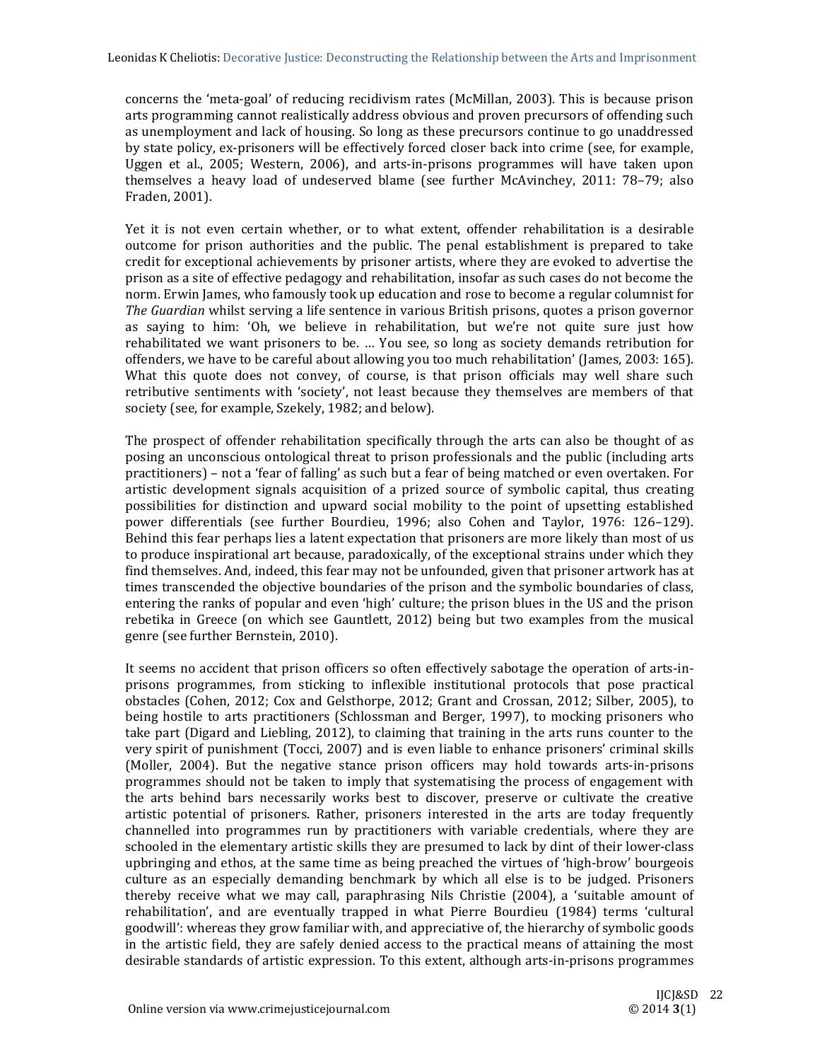concerns the 'meta-goal' of reducing recidivism rates (McMillan, 2003). This is because prison arts programming cannot realistically address obvious and proven precursors of offending such as unemployment and lack of housing. So long as these precursors continue to go unaddressed by state policy, ex-prisoners will be effectively forced closer back into crime (see, for example, Uggen et al., 2005; Western, 2006), and arts-in-prisons programmes will have taken upon themselves a heavy load of undeserved blame (see further McAvinchey, 2011: 78–79; also Fraden, 2001).

Yet it is not even certain whether, or to what extent, offender rehabilitation is a desirable outcome for prison authorities and the public. The penal establishment is prepared to take credit for exceptional achievements by prisoner artists, where they are evoked to advertise the prison as a site of effective pedagogy and rehabilitation, insofar as such cases do not become the norm. Erwin James, who famously took up education and rose to become a regular columnist for *The Guardian* whilst serving a life sentence in various British prisons, quotes a prison governor as saying to him: 'Oh, we believe in rehabilitation, but we're not quite sure just how rehabilitated we want prisoners to be. … You see, so long as society demands retribution for offenders, we have to be careful about allowing you too much rehabilitation' (James, 2003: 165). What this quote does not convey, of course, is that prison officials may well share such retributive sentiments with 'society', not least because they themselves are members of that society (see, for example, Szekely, 1982; and below).

The prospect of offender rehabilitation specifically through the arts can also be thought of as posing an unconscious ontological threat to prison professionals and the public (including arts practitioners) – not a 'fear of falling' as such but a fear of being matched or even overtaken. For artistic development signals acquisition of a prized source of symbolic capital, thus creating possibilities for distinction and upward social mobility to the point of upsetting established power differentials (see further Bourdieu, 1996; also Cohen and Taylor, 1976: 126–129). Behind this fear perhaps lies a latent expectation that prisoners are more likely than most of us to produce inspirational art because, paradoxically, of the exceptional strains under which they find themselves. And, indeed, this fear may not be unfounded, given that prisoner artwork has at times transcended the objective boundaries of the prison and the symbolic boundaries of class, entering the ranks of popular and even 'high' culture; the prison blues in the US and the prison rebetika in Greece (on which see Gauntlett, 2012) being but two examples from the musical genre (see further Bernstein, 2010).

It seems no accident that prison officers so often effectively sabotage the operation of arts-in-prisons programmes, from sticking to inflexible institutional protocols that pose practical obstacles (Cohen, 2012; Cox and Gelsthorpe, 2012; Grant and Crossan, 2012; Silber, 2005), to being hostile to arts practitioners (Schlossman and Berger, 1997), to mocking prisoners who take part (Digard and Liebling, 2012), to claiming that training in the arts runs counter to the very spirit of punishment (Tocci, 2007) and is even liable to enhance prisoners' criminal skills (Moller, 2004). But the negative stance prison officers may hold towards arts-in-prisons programmes should not be taken to imply that systematising the process of engagement with the arts behind bars necessarily works best to discover, preserve or cultivate the creative artistic potential of prisoners. Rather, prisoners interested in the arts are today frequently channelled into programmes run by practitioners with variable credentials, where they are schooled in the elementary artistic skills they are presumed to lack by dint of their lower-class upbringing and ethos, at the same time as being preached the virtues of 'high-brow' bourgeois culture as an especially demanding benchmark by which all else is to be judged. Prisoners thereby receive what we may call, paraphrasing Nils Christie (2004), a 'suitable amount of rehabilitation', and are eventually trapped in what Pierre Bourdieu (1984) terms 'cultural goodwill': whereas they grow familiar with, and appreciative of, the hierarchy of symbolic goods in the artistic field, they are safely denied access to the practical means of attaining the most desirable standards of artistic expression. To this extent, although arts-in-prisons programmes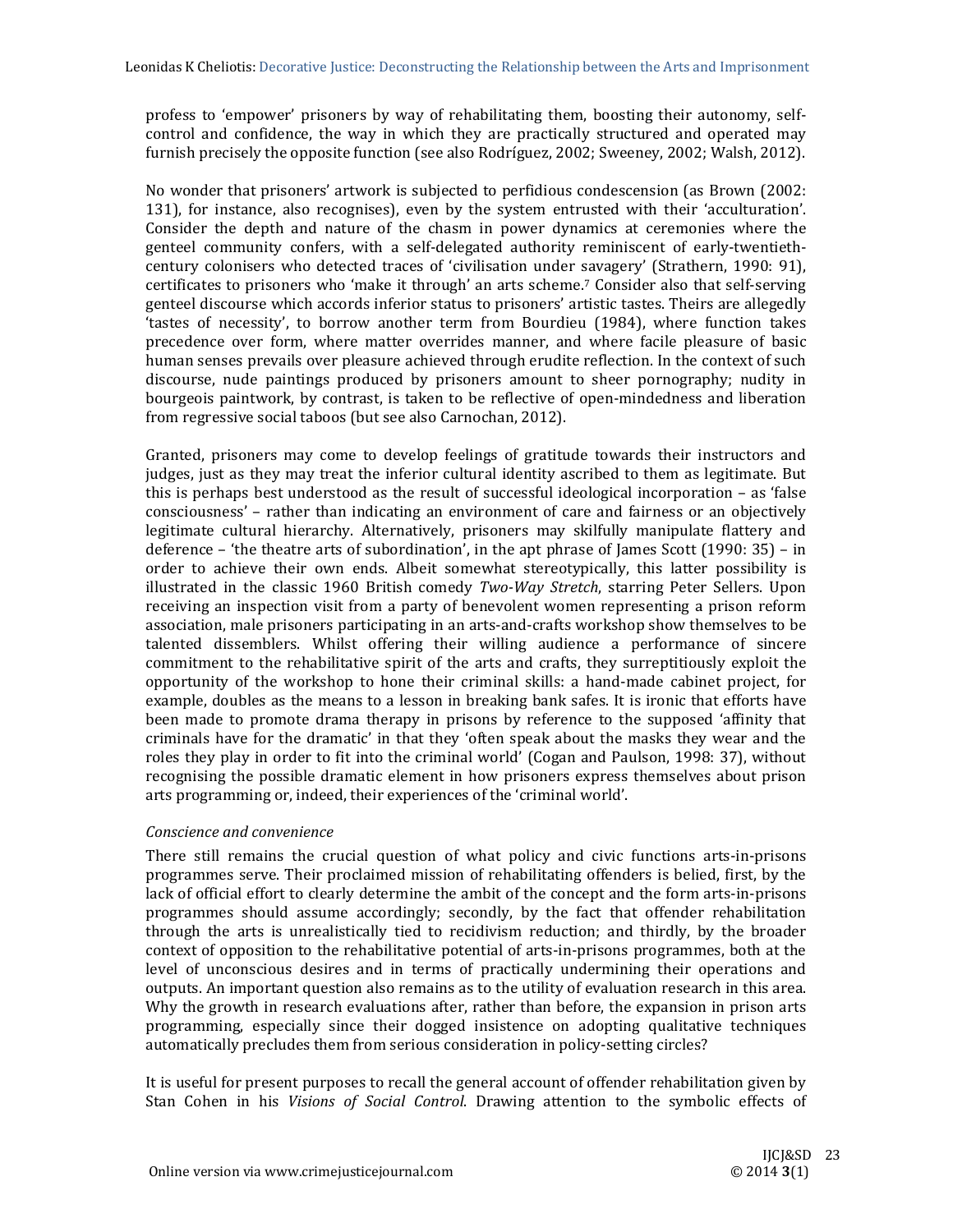profess to 'empower' prisoners by way of rehabilitating them, boosting their autonomy, self-control and confidence, the way in which they are practically structured and operated may furnish precisely the opposite function (see also Rodríguez, 2002; Sweeney, 2002; Walsh, 2012).

No wonder that prisoners' artwork is subjected to perfidious condescension (as Brown (2002: 131), for instance, also recognises), even by the system entrusted with their 'acculturation'. Consider the depth and nature of the chasm in power dynamics at ceremonies where the genteel community confers, with a self-delegated authority reminiscent of early-twentieth-century colonisers who detected traces of 'civilisation under savagery' (Strathern, 1990: 91), certificates to prisoners who 'make it through' an arts scheme.[7] Consider also that self-serving genteel discourse which accords inferior status to prisoners' artistic tastes. Theirs are allegedly 'tastes of necessity', to borrow another term from Bourdieu (1984), where function takes precedence over form, where matter overrides manner, and where facile pleasure of basic human senses prevails over pleasure achieved through erudite reflection. In the context of such discourse, nude paintings produced by prisoners amount to sheer pornography; nudity in bourgeois paintwork, by contrast, is taken to be reflective of open-mindedness and liberation from regressive social taboos (but see also Carnochan, 2012).

Granted, prisoners may come to develop feelings of gratitude towards their instructors and judges, just as they may treat the inferior cultural identity ascribed to them as legitimate. But this is perhaps best understood as the result of successful ideological incorporation – as 'false consciousness' – rather than indicating an environment of care and fairness or an objectively legitimate cultural hierarchy. Alternatively, prisoners may skilfully manipulate flattery and deference – 'the theatre arts of subordination', in the apt phrase of James Scott (1990: 35) – in order to achieve their own ends. Albeit somewhat stereotypically, this latter possibility is illustrated in the classic 1960 British comedy *Two-Way Stretch*, starring Peter Sellers. Upon receiving an inspection visit from a party of benevolent women representing a prison reform association, male prisoners participating in an arts-and-crafts workshop show themselves to be talented dissemblers. Whilst offering their willing audience a performance of sincere commitment to the rehabilitative spirit of the arts and crafts, they surreptitiously exploit the opportunity of the workshop to hone their criminal skills: a hand-made cabinet project, for example, doubles as the means to a lesson in breaking bank safes. It is ironic that efforts have been made to promote drama therapy in prisons by reference to the supposed 'affinity that criminals have for the dramatic' in that they 'often speak about the masks they wear and the roles they play in order to fit into the criminal world' (Cogan and Paulson, 1998: 37), without recognising the possible dramatic element in how prisoners express themselves about prison arts programming or, indeed, their experiences of the 'criminal world'.

*Conscience and convenience*

There still remains the crucial question of what policy and civic functions arts-in-prisons programmes serve. Their proclaimed mission of rehabilitating offenders is belied, first, by the lack of official effort to clearly determine the ambit of the concept and the form arts-in-prisons programmes should assume accordingly; secondly, by the fact that offender rehabilitation through the arts is unrealistically tied to recidivism reduction; and thirdly, by the broader context of opposition to the rehabilitative potential of arts-in-prisons programmes, both at the level of unconscious desires and in terms of practically undermining their operations and outputs. An important question also remains as to the utility of evaluation research in this area. Why the growth in research evaluations after, rather than before, the expansion in prison arts programming, especially since their dogged insistence on adopting qualitative techniques automatically precludes them from serious consideration in policy-setting circles?

It is useful for present purposes to recall the general account of offender rehabilitation given by Stan Cohen in his *Visions of Social Control*. Drawing attention to the symbolic effects of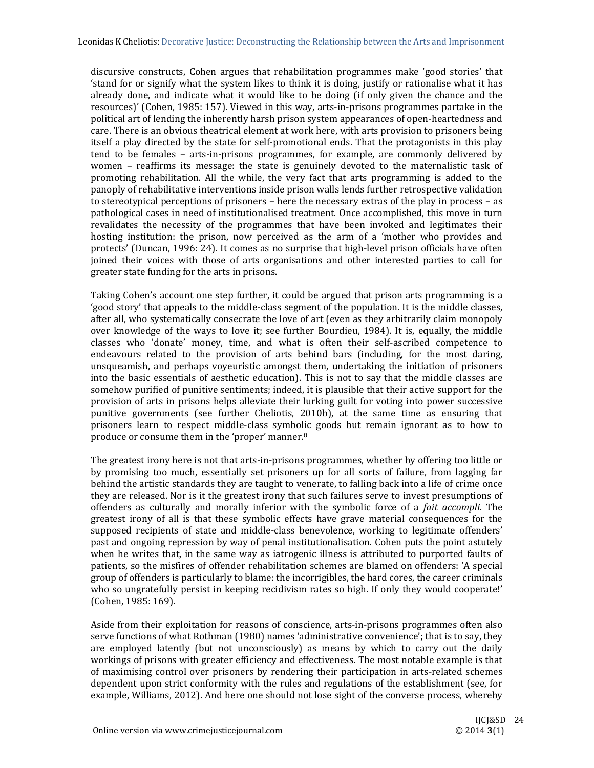discursive constructs, Cohen argues that rehabilitation programmes make 'good stories' that 'stand for or signify what the system likes to think it is doing, justify or rationalise what it has already done, and indicate what it would like to be doing (if only given the chance and the resources)' (Cohen, 1985: 157). Viewed in this way, arts-in-prisons programmes partake in the political art of lending the inherently harsh prison system appearances of open-heartedness and care. There is an obvious theatrical element at work here, with arts provision to prisoners being itself a play directed by the state for self-promotional ends. That the protagonists in this play tend to be females – arts-in-prisons programmes, for example, are commonly delivered by women – reaffirms its message: the state is genuinely devoted to the maternalistic task of promoting rehabilitation. All the while, the very fact that arts programming is added to the panoply of rehabilitative interventions inside prison walls lends further retrospective validation to stereotypical perceptions of prisoners – here the necessary extras of the play in process – as pathological cases in need of institutionalised treatment. Once accomplished, this move in turn revalidates the necessity of the programmes that have been invoked and legitimates their hosting institution: the prison, now perceived as the arm of a 'mother who provides and protects' (Duncan, 1996: 24). It comes as no surprise that high-level prison officials have often joined their voices with those of arts organisations and other interested parties to call for greater state funding for the arts in prisons.

Taking Cohen's account one step further, it could be argued that prison arts programming is a 'good story' that appeals to the middle-class segment of the population. It is the middle classes, after all, who systematically consecrate the love of art (even as they arbitrarily claim monopoly over knowledge of the ways to love it; see further Bourdieu, 1984). It is, equally, the middle classes who 'donate' money, time, and what is often their self-ascribed competence to endeavours related to the provision of arts behind bars (including, for the most daring, unsqueamish, and perhaps voyeuristic amongst them, undertaking the initiation of prisoners into the basic essentials of aesthetic education). This is not to say that the middle classes are somehow purified of punitive sentiments; indeed, it is plausible that their active support for the provision of arts in prisons helps alleviate their lurking guilt for voting into power successive punitive governments (see further Cheliotis, 2010b), at the same time as ensuring that prisoners learn to respect middle-class symbolic goods but remain ignorant as to how to produce or consume them in the 'proper' manner.[8]

The greatest irony here is not that arts-in-prisons programmes, whether by offering too little or by promising too much, essentially set prisoners up for all sorts of failure, from lagging far behind the artistic standards they are taught to venerate, to falling back into a life of crime once they are released. Nor is it the greatest irony that such failures serve to invest presumptions of offenders as culturally and morally inferior with the symbolic force of a *fait accompli*. The greatest irony of all is that these symbolic effects have grave material consequences for the supposed recipients of state and middle-class benevolence, working to legitimate offenders' past and ongoing repression by way of penal institutionalisation. Cohen puts the point astutely when he writes that, in the same way as iatrogenic illness is attributed to purported faults of patients, so the misfires of offender rehabilitation schemes are blamed on offenders: 'A special group of offenders is particularly to blame: the incorrigibles, the hard cores, the career criminals who so ungratefully persist in keeping recidivism rates so high. If only they would cooperate!' (Cohen, 1985: 169).

Aside from their exploitation for reasons of conscience, arts-in-prisons programmes often also serve functions of what Rothman (1980) names 'administrative convenience'; that is to say, they are employed latently (but not unconsciously) as means by which to carry out the daily workings of prisons with greater efficiency and effectiveness. The most notable example is that of maximising control over prisoners by rendering their participation in arts-related schemes dependent upon strict conformity with the rules and regulations of the establishment (see, for example, Williams, 2012). And here one should not lose sight of the converse process, whereby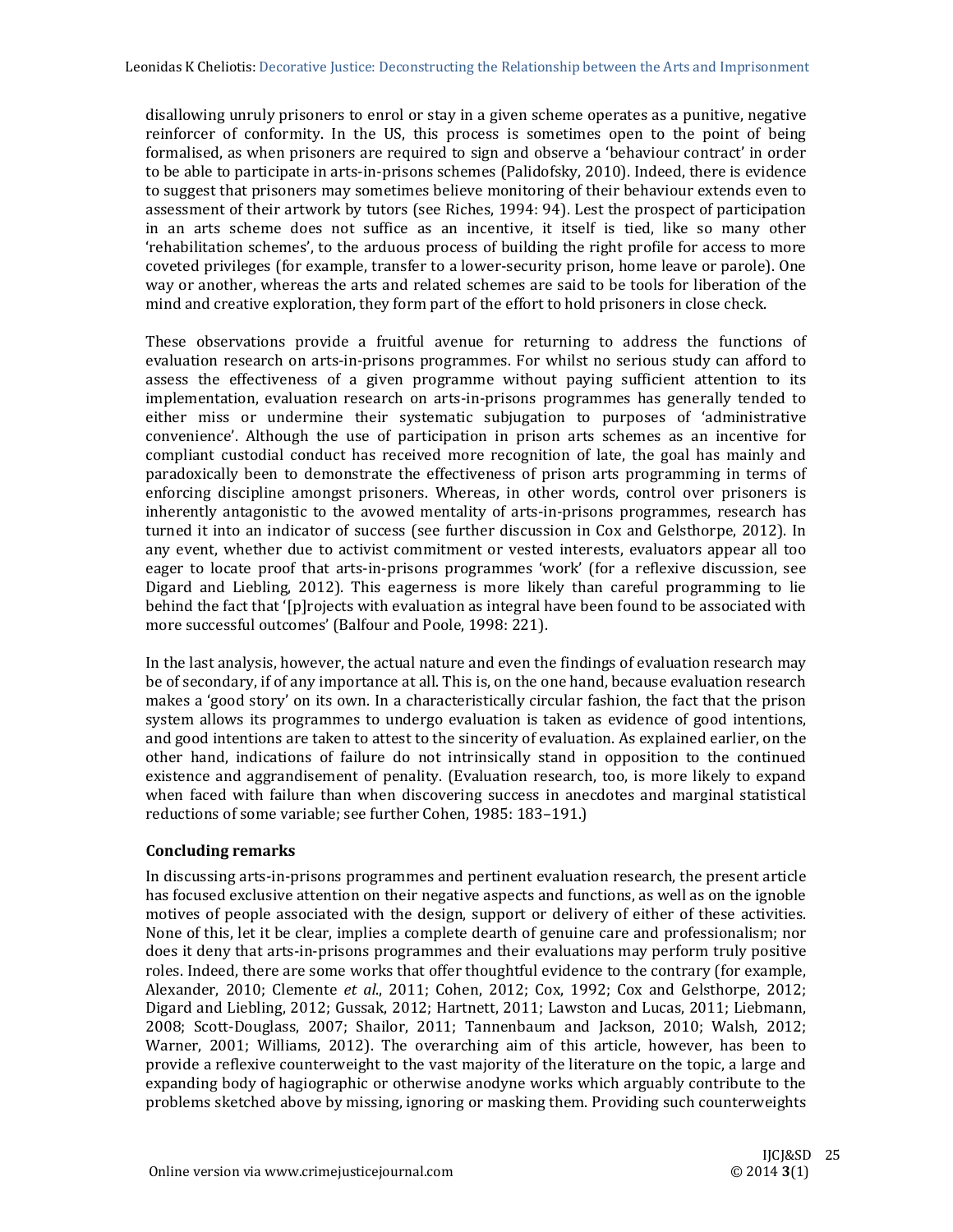disallowing unruly prisoners to enrol or stay in a given scheme operates as a punitive, negative reinforcer of conformity. In the US, this process is sometimes open to the point of being formalised, as when prisoners are required to sign and observe a 'behaviour contract' in order to be able to participate in arts-in-prisons schemes (Palidofsky, 2010). Indeed, there is evidence to suggest that prisoners may sometimes believe monitoring of their behaviour extends even to assessment of their artwork by tutors (see Riches, 1994: 94). Lest the prospect of participation in an arts scheme does not suffice as an incentive, it itself is tied, like so many other 'rehabilitation schemes', to the arduous process of building the right profile for access to more coveted privileges (for example, transfer to a lower-security prison, home leave or parole). One way or another, whereas the arts and related schemes are said to be tools for liberation of the mind and creative exploration, they form part of the effort to hold prisoners in close check.

These observations provide a fruitful avenue for returning to address the functions of evaluation research on arts-in-prisons programmes. For whilst no serious study can afford to assess the effectiveness of a given programme without paying sufficient attention to its implementation, evaluation research on arts-in-prisons programmes has generally tended to either miss or undermine their systematic subjugation to purposes of 'administrative convenience'. Although the use of participation in prison arts schemes as an incentive for compliant custodial conduct has received more recognition of late, the goal has mainly and paradoxically been to demonstrate the effectiveness of prison arts programming in terms of enforcing discipline amongst prisoners. Whereas, in other words, control over prisoners is inherently antagonistic to the avowed mentality of arts-in-prisons programmes, research has turned it into an indicator of success (see further discussion in Cox and Gelsthorpe, 2012). In any event, whether due to activist commitment or vested interests, evaluators appear all too eager to locate proof that arts-in-prisons programmes 'work' (for a reflexive discussion, see Digard and Liebling, 2012). This eagerness is more likely than careful programming to lie behind the fact that '[p]rojects with evaluation as integral have been found to be associated with more successful outcomes' (Balfour and Poole, 1998: 221).

In the last analysis, however, the actual nature and even the findings of evaluation research may be of secondary, if of any importance at all. This is, on the one hand, because evaluation research makes a 'good story' on its own. In a characteristically circular fashion, the fact that the prison system allows its programmes to undergo evaluation is taken as evidence of good intentions, and good intentions are taken to attest to the sincerity of evaluation. As explained earlier, on the other hand, indications of failure do not intrinsically stand in opposition to the continued existence and aggrandisement of penality. (Evaluation research, too, is more likely to expand when faced with failure than when discovering success in anecdotes and marginal statistical reductions of some variable; see further Cohen, 1985: 183–191.)

## Concluding remarks

In discussing arts-in-prisons programmes and pertinent evaluation research, the present article has focused exclusive attention on their negative aspects and functions, as well as on the ignoble motives of people associated with the design, support or delivery of either of these activities. None of this, let it be clear, implies a complete dearth of genuine care and professionalism; nor does it deny that arts-in-prisons programmes and their evaluations may perform truly positive roles. Indeed, there are some works that offer thoughtful evidence to the contrary (for example, Alexander, 2010; Clemente *et al*., 2011; Cohen, 2012; Cox, 1992; Cox and Gelsthorpe, 2012; Digard and Liebling, 2012; Gussak, 2012; Hartnett, 2011; Lawston and Lucas, 2011; Liebmann, 2008; Scott-Douglass, 2007; Shailor, 2011; Tannenbaum and Jackson, 2010; Walsh, 2012; Warner, 2001; Williams, 2012). The overarching aim of this article, however, has been to provide a reflexive counterweight to the vast majority of the literature on the topic, a large and expanding body of hagiographic or otherwise anodyne works which arguably contribute to the problems sketched above by missing, ignoring or masking them. Providing such counterweights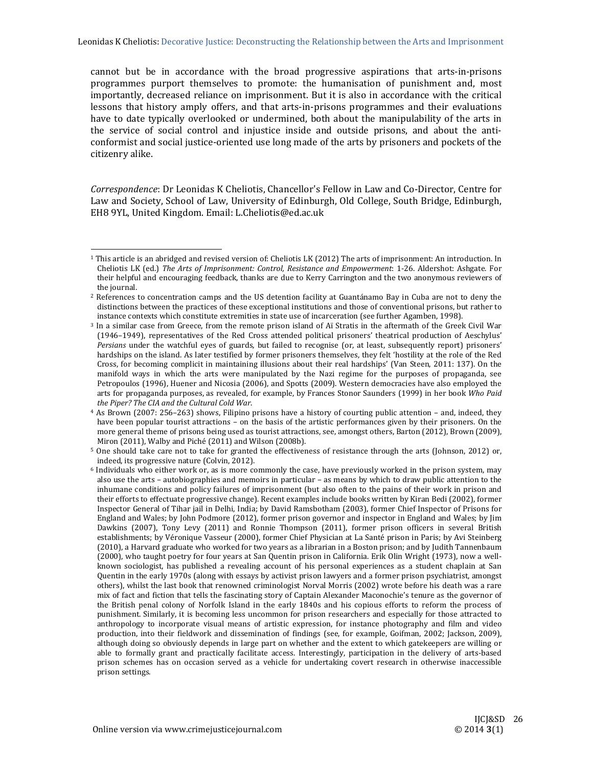cannot but be in accordance with the broad progressive aspirations that arts-in-prisons programmes purport themselves to promote: the humanisation of punishment and, most importantly, decreased reliance on imprisonment. But it is also in accordance with the critical lessons that history amply offers, and that arts-in-prisons programmes and their evaluations have to date typically overlooked or undermined, both about the manipulability of the arts in the service of social control and injustice inside and outside prisons, and about the anti-conformist and social justice-oriented use long made of the arts by prisoners and pockets of the citizenry alike.

*Correspondence*: Dr Leonidas K Cheliotis, Chancellor's Fellow in Law and Co-Director, Centre for Law and Society, School of Law, University of Edinburgh, Old College, South Bridge, Edinburgh, EH8 9YL, United Kingdom. Email: L.Cheliotis@ed.ac.uk

---

[1] This article is an abridged and revised version of: Cheliotis LK (2012) The arts of imprisonment: An introduction. In Cheliotis LK (ed.) *The Arts of Imprisonment: Control, Resistance and Empowerment*: 1-26. Aldershot: Ashgate. For their helpful and encouraging feedback, thanks are due to Kerry Carrington and the two anonymous reviewers of the journal.

[2] References to concentration camps and the US detention facility at Guantánamo Bay in Cuba are not to deny the distinctions between the practices of these exceptional institutions and those of conventional prisons, but rather to instance contexts which constitute extremities in state use of incarceration (see further Agamben, 1998).

[3] In a similar case from Greece, from the remote prison island of Aï Stratis in the aftermath of the Greek Civil War (1946–1949), representatives of the Red Cross attended political prisoners' theatrical production of Aeschylus' *Persians* under the watchful eyes of guards, but failed to recognise (or, at least, subsequently report) prisoners' hardships on the island. As later testified by former prisoners themselves, they felt 'hostility at the role of the Red Cross, for becoming complicit in maintaining illusions about their real hardships' (Van Steen, 2011: 137). On the manifold ways in which the arts were manipulated by the Nazi regime for the purposes of propaganda, see Petropoulos (1996), Huener and Nicosia (2006), and Spotts (2009). Western democracies have also employed the arts for propaganda purposes, as revealed, for example, by Frances Stonor Saunders (1999) in her book *Who Paid the Piper? The CIA and the Cultural Cold War*.

[4] As Brown (2007: 256–263) shows, Filipino prisons have a history of courting public attention – and, indeed, they have been popular tourist attractions – on the basis of the artistic performances given by their prisoners. On the more general theme of prisons being used as tourist attractions, see, amongst others, Barton (2012), Brown (2009), Miron (2011), Walby and Piché (2011) and Wilson (2008b).

[5] One should take care not to take for granted the effectiveness of resistance through the arts (Johnson, 2012) or, indeed, its progressive nature (Colvin, 2012).

[6] Individuals who either work or, as is more commonly the case, have previously worked in the prison system, may also use the arts – autobiographies and memoirs in particular – as means by which to draw public attention to the inhumane conditions and policy failures of imprisonment (but also often to the pains of their work in prison and their efforts to effectuate progressive change). Recent examples include books written by Kiran Bedi (2002), former Inspector General of Tihar jail in Delhi, India; by David Ramsbotham (2003), former Chief Inspector of Prisons for England and Wales; by John Podmore (2012), former prison governor and inspector in England and Wales; by Jim Dawkins (2007), Tony Levy (2011) and Ronnie Thompson (2011), former prison officers in several British establishments; by Véronique Vasseur (2000), former Chief Physician at La Santé prison in Paris; by Avi Steinberg (2010), a Harvard graduate who worked for two years as a librarian in a Boston prison; and by Judith Tannenbaum (2000), who taught poetry for four years at San Quentin prison in California. Erik Olin Wright (1973), now a well-known sociologist, has published a revealing account of his personal experiences as a student chaplain at San Quentin in the early 1970s (along with essays by activist prison lawyers and a former prison psychiatrist, amongst others), whilst the last book that renowned criminologist Norval Morris (2002) wrote before his death was a rare mix of fact and fiction that tells the fascinating story of Captain Alexander Maconochie's tenure as the governor of the British penal colony of Norfolk Island in the early 1840s and his copious efforts to reform the process of punishment. Similarly, it is becoming less uncommon for prison researchers and especially for those attracted to anthropology to incorporate visual means of artistic expression, for instance photography and film and video production, into their fieldwork and dissemination of findings (see, for example, Goifman, 2002; Jackson, 2009), although doing so obviously depends in large part on whether and the extent to which gatekeepers are willing or able to formally grant and practically facilitate access. Interestingly, participation in the delivery of arts-based prison schemes has on occasion served as a vehicle for undertaking covert research in otherwise inaccessible prison settings.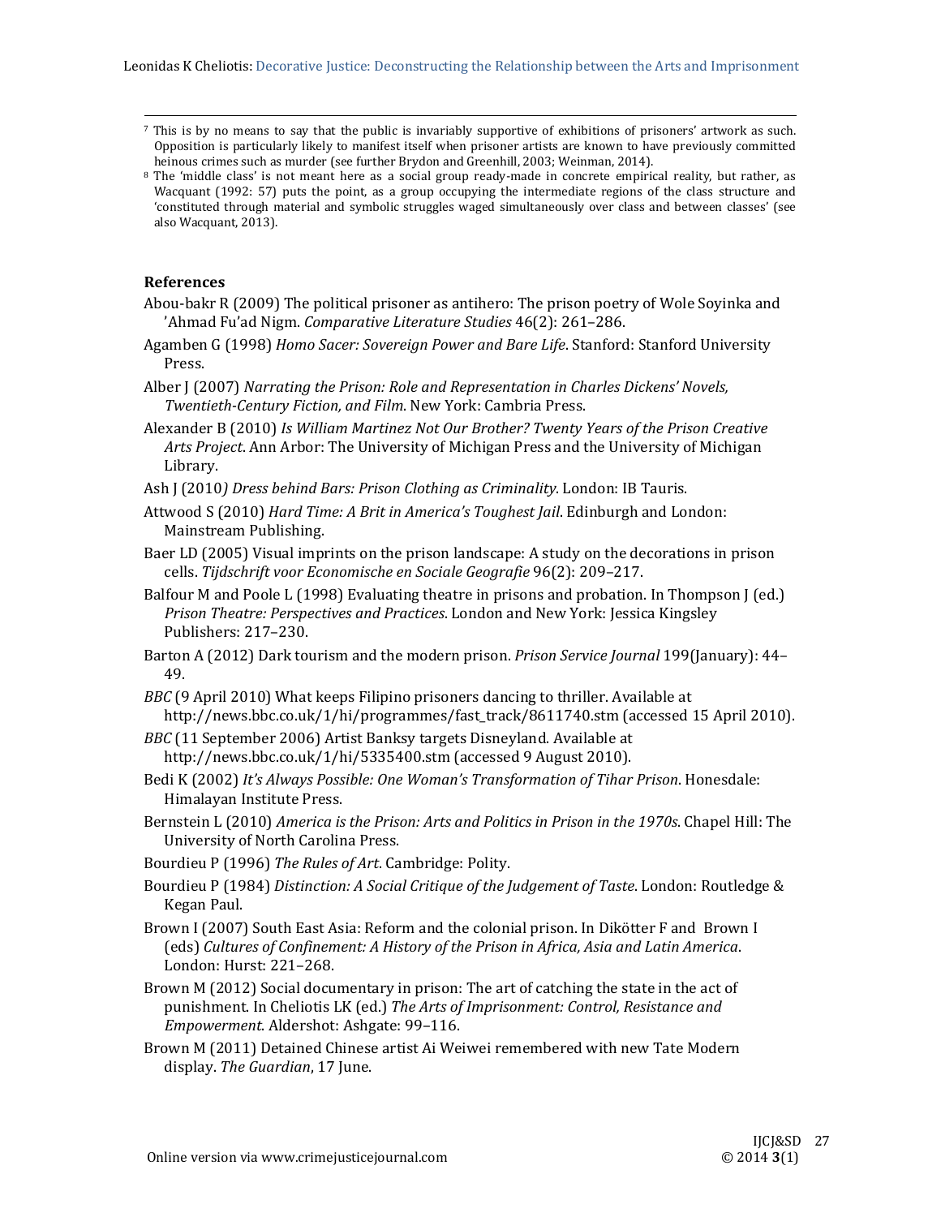[7] This is by no means to say that the public is invariably supportive of exhibitions of prisoners' artwork as such. Opposition is particularly likely to manifest itself when prisoner artists are known to have previously committed heinous crimes such as murder (see further Brydon and Greenhill, 2003; Weinman, 2014).

[8] The 'middle class' is not meant here as a social group ready-made in concrete empirical reality, but rather, as Wacquant (1992: 57) puts the point, as a group occupying the intermediate regions of the class structure and 'constituted through material and symbolic struggles waged simultaneously over class and between classes' (see also Wacquant, 2013).

## References

Abou-bakr R (2009) The political prisoner as antihero: The prison poetry of Wole Soyinka and 'Ahmad Fu'ad Nigm. *Comparative Literature Studies* 46(2): 261–286.

Agamben G (1998) *Homo Sacer: Sovereign Power and Bare Life*. Stanford: Stanford University Press.

Alber J (2007) *Narrating the Prison: Role and Representation in Charles Dickens' Novels, Twentieth-Century Fiction, and Film*. New York: Cambria Press.

Alexander B (2010) *Is William Martinez Not Our Brother? Twenty Years of the Prison Creative Arts Project*. Ann Arbor: The University of Michigan Press and the University of Michigan Library.

Ash J (2010*) Dress behind Bars: Prison Clothing as Criminality*. London: IB Tauris.

Attwood S (2010) *Hard Time: A Brit in America's Toughest Jail*. Edinburgh and London: Mainstream Publishing.

Baer LD (2005) Visual imprints on the prison landscape: A study on the decorations in prison cells. *Tijdschrift voor Economische en Sociale Geografie* 96(2): 209–217.

Balfour M and Poole L (1998) Evaluating theatre in prisons and probation. In Thompson J (ed.) *Prison Theatre: Perspectives and Practices*. London and New York: Jessica Kingsley Publishers: 217–230.

Barton A (2012) Dark tourism and the modern prison. *Prison Service Journal* 199(January): 44–49.

*BBC* (9 April 2010) What keeps Filipino prisoners dancing to thriller. Available at http://news.bbc.co.uk/1/hi/programmes/fast_track/8611740.stm (accessed 15 April 2010).

*BBC* (11 September 2006) Artist Banksy targets Disneyland. Available at http://news.bbc.co.uk/1/hi/5335400.stm (accessed 9 August 2010).

Bedi K (2002) *It's Always Possible: One Woman's Transformation of Tihar Prison*. Honesdale: Himalayan Institute Press.

Bernstein L (2010) *America is the Prison: Arts and Politics in Prison in the 1970s*. Chapel Hill: The University of North Carolina Press.

Bourdieu P (1996) *The Rules of Art*. Cambridge: Polity.

Bourdieu P (1984) *Distinction: A Social Critique of the Judgement of Taste*. London: Routledge & Kegan Paul.

Brown I (2007) South East Asia: Reform and the colonial prison. In Dikötter F and Brown I (eds) *Cultures of Confinement: A History of the Prison in Africa, Asia and Latin America*. London: Hurst: 221–268.

Brown M (2012) Social documentary in prison: The art of catching the state in the act of punishment. In Cheliotis LK (ed.) *The Arts of Imprisonment: Control, Resistance and Empowerment*. Aldershot: Ashgate: 99–116.

Brown M (2011) Detained Chinese artist Ai Weiwei remembered with new Tate Modern display. *The Guardian*, 17 June.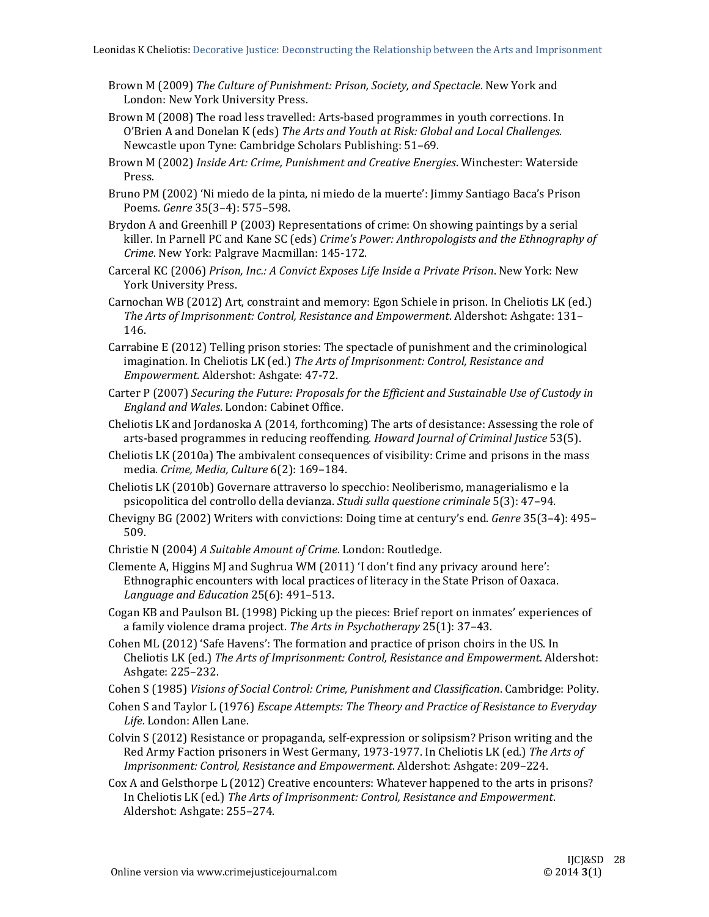Brown M (2009) *The Culture of Punishment: Prison, Society, and Spectacle*. New York and London: New York University Press.

Brown M (2008) The road less travelled: Arts-based programmes in youth corrections. In O'Brien A and Donelan K (eds) *The Arts and Youth at Risk: Global and Local Challenges*. Newcastle upon Tyne: Cambridge Scholars Publishing: 51–69.

Brown M (2002) *Inside Art: Crime, Punishment and Creative Energies*. Winchester: Waterside Press.

Bruno PM (2002) 'Ni miedo de la pinta, ni miedo de la muerte': Jimmy Santiago Baca's Prison Poems. *Genre* 35(3–4): 575–598.

Brydon A and Greenhill P (2003) Representations of crime: On showing paintings by a serial killer. In Parnell PC and Kane SC (eds) *Crime's Power: Anthropologists and the Ethnography of Crime*. New York: Palgrave Macmillan: 145-172.

Carceral KC (2006) *Prison, Inc.: A Convict Exposes Life Inside a Private Prison*. New York: New York University Press.

Carnochan WB (2012) Art, constraint and memory: Egon Schiele in prison. In Cheliotis LK (ed.) *The Arts of Imprisonment: Control, Resistance and Empowerment*. Aldershot: Ashgate: 131–146.

Carrabine E (2012) Telling prison stories: The spectacle of punishment and the criminological imagination. In Cheliotis LK (ed.) *The Arts of Imprisonment: Control, Resistance and Empowerment*. Aldershot: Ashgate: 47-72.

Carter P (2007) *Securing the Future: Proposals for the Efficient and Sustainable Use of Custody in England and Wales*. London: Cabinet Office.

Cheliotis LK and Jordanoska A (2014, forthcoming) The arts of desistance: Assessing the role of arts-based programmes in reducing reoffending. *Howard Journal of Criminal Justice* 53(5).

Cheliotis LK (2010a) The ambivalent consequences of visibility: Crime and prisons in the mass media. *Crime, Media, Culture* 6(2): 169–184.

Cheliotis LK (2010b) Governare attraverso lo specchio: Neoliberismo, managerialismo e la psicopolitica del controllo della devianza. *Studi sulla questione criminale* 5(3): 47–94.

Chevigny BG (2002) Writers with convictions: Doing time at century's end. *Genre* 35(3–4): 495–509.

Christie N (2004) *A Suitable Amount of Crime*. London: Routledge.

Clemente A, Higgins MJ and Sughrua WM (2011) 'I don't find any privacy around here': Ethnographic encounters with local practices of literacy in the State Prison of Oaxaca. *Language and Education* 25(6): 491–513.

Cogan KB and Paulson BL (1998) Picking up the pieces: Brief report on inmates' experiences of a family violence drama project. *The Arts in Psychotherapy* 25(1): 37–43.

Cohen ML (2012) 'Safe Havens': The formation and practice of prison choirs in the US. In Cheliotis LK (ed.) *The Arts of Imprisonment: Control, Resistance and Empowerment*. Aldershot: Ashgate: 225–232.

Cohen S (1985) *Visions of Social Control: Crime, Punishment and Classification*. Cambridge: Polity.

Cohen S and Taylor L (1976) *Escape Attempts: The Theory and Practice of Resistance to Everyday Life*. London: Allen Lane.

Colvin S (2012) Resistance or propaganda, self-expression or solipsism? Prison writing and the Red Army Faction prisoners in West Germany, 1973-1977. In Cheliotis LK (ed.) *The Arts of Imprisonment: Control, Resistance and Empowerment*. Aldershot: Ashgate: 209–224.

Cox A and Gelsthorpe L (2012) Creative encounters: Whatever happened to the arts in prisons? In Cheliotis LK (ed.) *The Arts of Imprisonment: Control, Resistance and Empowerment*. Aldershot: Ashgate: 255–274.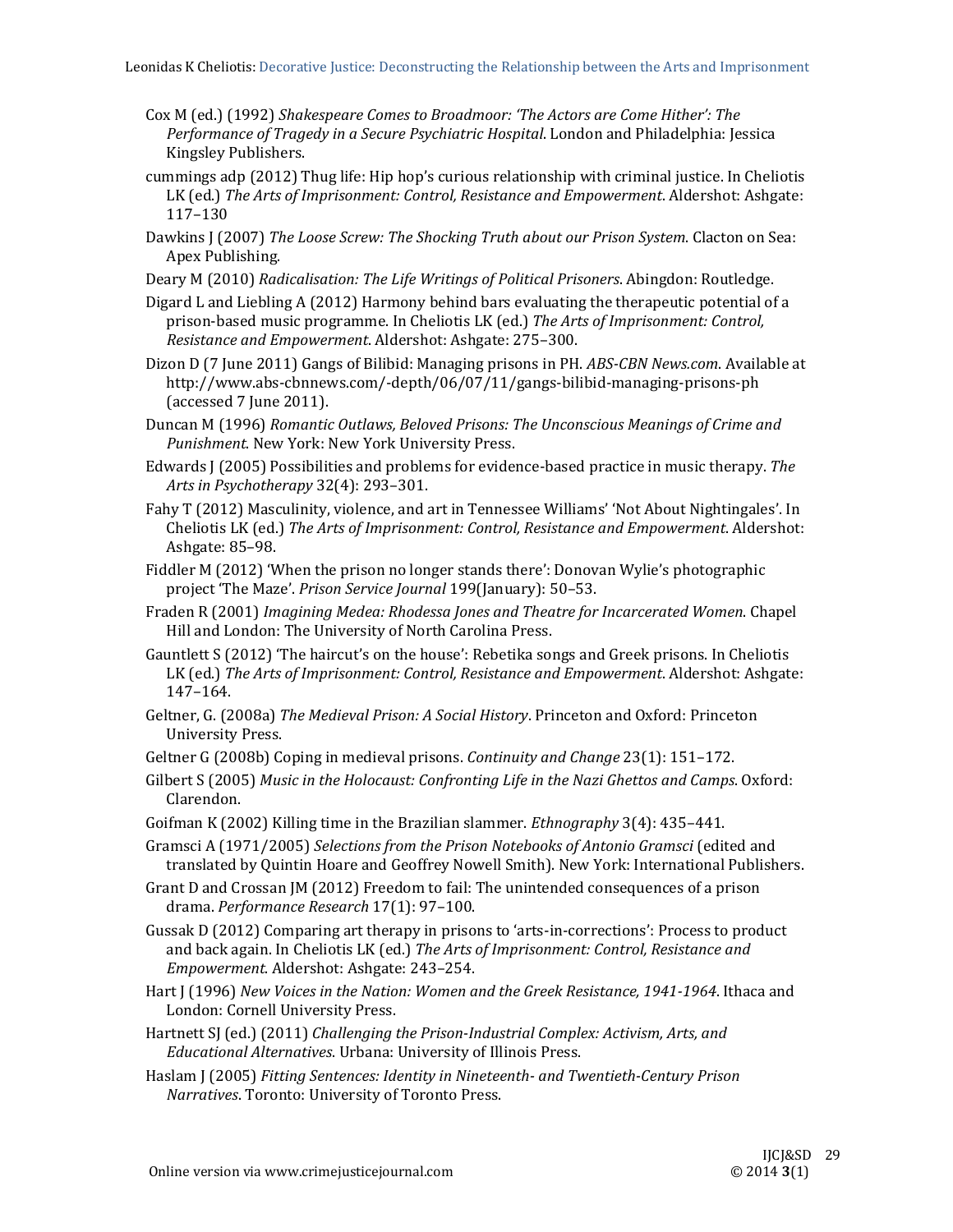Cox M (ed.) (1992) *Shakespeare Comes to Broadmoor: 'The Actors are Come Hither': The Performance of Tragedy in a Secure Psychiatric Hospital*. London and Philadelphia: Jessica Kingsley Publishers.

cummings adp (2012) Thug life: Hip hop's curious relationship with criminal justice. In Cheliotis LK (ed.) *The Arts of Imprisonment: Control, Resistance and Empowerment*. Aldershot: Ashgate: 117–130

Dawkins J (2007) *The Loose Screw: The Shocking Truth about our Prison System*. Clacton on Sea: Apex Publishing.

Deary M (2010) *Radicalisation: The Life Writings of Political Prisoners*. Abingdon: Routledge.

Digard L and Liebling A (2012) Harmony behind bars evaluating the therapeutic potential of a prison-based music programme. In Cheliotis LK (ed.) *The Arts of Imprisonment: Control, Resistance and Empowerment*. Aldershot: Ashgate: 275–300.

Dizon D (7 June 2011) Gangs of Bilibid: Managing prisons in PH. *ABS-CBN News.com*. Available at http://www.abs-cbnnews.com/-depth/06/07/11/gangs-bilibid-managing-prisons-ph (accessed 7 June 2011).

Duncan M (1996) *Romantic Outlaws, Beloved Prisons: The Unconscious Meanings of Crime and Punishment*. New York: New York University Press.

Edwards J (2005) Possibilities and problems for evidence-based practice in music therapy. *The Arts in Psychotherapy* 32(4): 293–301.

Fahy T (2012) Masculinity, violence, and art in Tennessee Williams' 'Not About Nightingales'. In Cheliotis LK (ed.) *The Arts of Imprisonment: Control, Resistance and Empowerment*. Aldershot: Ashgate: 85–98.

Fiddler M (2012) 'When the prison no longer stands there': Donovan Wylie's photographic project 'The Maze'. *Prison Service Journal* 199(January): 50–53.

Fraden R (2001) *Imagining Medea: Rhodessa Jones and Theatre for Incarcerated Women*. Chapel Hill and London: The University of North Carolina Press.

Gauntlett S (2012) 'The haircut's on the house': Rebetika songs and Greek prisons. In Cheliotis LK (ed.) *The Arts of Imprisonment: Control, Resistance and Empowerment*. Aldershot: Ashgate: 147–164.

Geltner, G. (2008a) *The Medieval Prison: A Social History*. Princeton and Oxford: Princeton University Press.

Geltner G (2008b) Coping in medieval prisons. *Continuity and Change* 23(1): 151–172.

Gilbert S (2005) *Music in the Holocaust: Confronting Life in the Nazi Ghettos and Camps*. Oxford: Clarendon.

Goifman K (2002) Killing time in the Brazilian slammer. *Ethnography* 3(4): 435–441.

Gramsci A (1971/2005) *Selections from the Prison Notebooks of Antonio Gramsci* (edited and translated by Quintin Hoare and Geoffrey Nowell Smith). New York: International Publishers.

Grant D and Crossan JM (2012) Freedom to fail: The unintended consequences of a prison drama. *Performance Research* 17(1): 97–100.

Gussak D (2012) Comparing art therapy in prisons to 'arts-in-corrections': Process to product and back again. In Cheliotis LK (ed.) *The Arts of Imprisonment: Control, Resistance and Empowerment*. Aldershot: Ashgate: 243–254.

Hart J (1996) *New Voices in the Nation: Women and the Greek Resistance, 1941-1964*. Ithaca and London: Cornell University Press.

Hartnett SJ (ed.) (2011) *Challenging the Prison-Industrial Complex: Activism, Arts, and Educational Alternatives*. Urbana: University of Illinois Press.

Haslam J (2005) *Fitting Sentences: Identity in Nineteenth- and Twentieth-Century Prison Narratives*. Toronto: University of Toronto Press.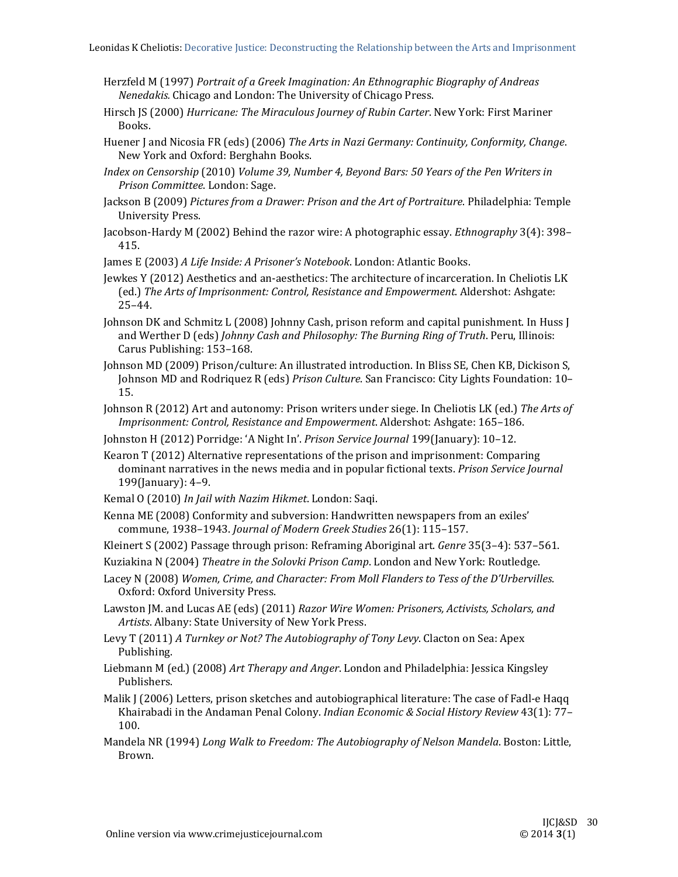Herzfeld M (1997) *Portrait of a Greek Imagination: An Ethnographic Biography of Andreas Nenedakis.* Chicago and London: The University of Chicago Press.

Hirsch JS (2000) *Hurricane: The Miraculous Journey of Rubin Carter*. New York: First Mariner Books.

Huener J and Nicosia FR (eds) (2006) *The Arts in Nazi Germany: Continuity, Conformity, Change*. New York and Oxford: Berghahn Books.

*Index on Censorship* (2010) *Volume 39, Number 4, Beyond Bars: 50 Years of the Pen Writers in Prison Committee*. London: Sage.

Jackson B (2009) *Pictures from a Drawer: Prison and the Art of Portraiture*. Philadelphia: Temple University Press.

Jacobson-Hardy M (2002) Behind the razor wire: A photographic essay. *Ethnography* 3(4): 398–415.

James E (2003) *A Life Inside: A Prisoner's Notebook*. London: Atlantic Books.

Jewkes Y (2012) Aesthetics and an-aesthetics: The architecture of incarceration. In Cheliotis LK (ed.) *The Arts of Imprisonment: Control, Resistance and Empowerment*. Aldershot: Ashgate: 25–44.

Johnson DK and Schmitz L (2008) Johnny Cash, prison reform and capital punishment. In Huss J and Werther D (eds) *Johnny Cash and Philosophy: The Burning Ring of Truth*. Peru, Illinois: Carus Publishing: 153–168.

Johnson MD (2009) Prison/culture: An illustrated introduction. In Bliss SE, Chen KB, Dickison S, Johnson MD and Rodriquez R (eds) *Prison Culture*. San Francisco: City Lights Foundation: 10–15.

Johnson R (2012) Art and autonomy: Prison writers under siege. In Cheliotis LK (ed.) *The Arts of Imprisonment: Control, Resistance and Empowerment*. Aldershot: Ashgate: 165–186.

Johnston H (2012) Porridge: 'A Night In'. *Prison Service Journal* 199(January): 10–12.

Kearon T (2012) Alternative representations of the prison and imprisonment: Comparing dominant narratives in the news media and in popular fictional texts. *Prison Service Journal* 199(January): 4–9.

Kemal O (2010) *In Jail with Nazim Hikmet*. London: Saqi.

Kenna ME (2008) Conformity and subversion: Handwritten newspapers from an exiles' commune, 1938–1943. *Journal of Modern Greek Studies* 26(1): 115–157.

Kleinert S (2002) Passage through prison: Reframing Aboriginal art. *Genre* 35(3–4): 537–561.

Kuziakina N (2004) *Theatre in the Solovki Prison Camp*. London and New York: Routledge.

Lacey N (2008) *Women, Crime, and Character: From Moll Flanders to Tess of the D'Urbervilles*. Oxford: Oxford University Press.

Lawston JM. and Lucas AE (eds) (2011) *Razor Wire Women: Prisoners, Activists, Scholars, and Artists*. Albany: State University of New York Press.

Levy T (2011) *A Turnkey or Not? The Autobiography of Tony Levy*. Clacton on Sea: Apex Publishing.

Liebmann M (ed.) (2008) *Art Therapy and Anger*. London and Philadelphia: Jessica Kingsley Publishers.

Malik J (2006) Letters, prison sketches and autobiographical literature: The case of Fadl-e Haqq Khairabadi in the Andaman Penal Colony. *Indian Economic & Social History Review* 43(1): 77–100.

Mandela NR (1994) *Long Walk to Freedom: The Autobiography of Nelson Mandela*. Boston: Little, Brown.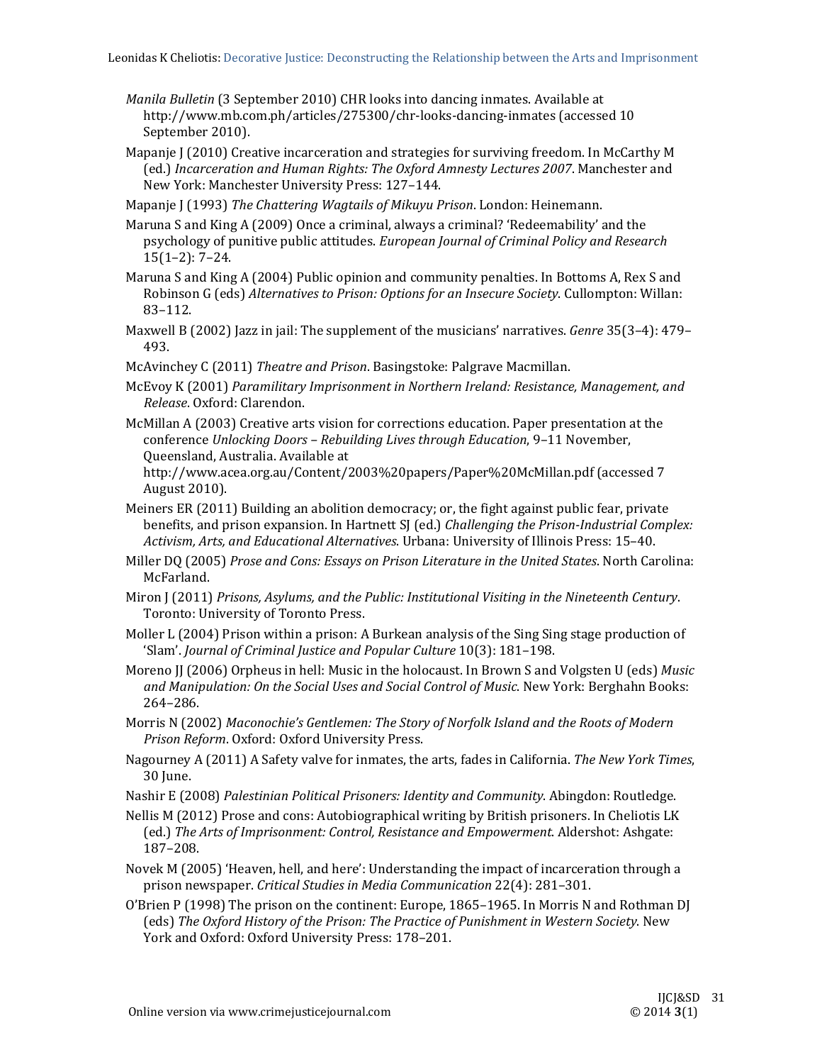*Manila Bulletin* (3 September 2010) CHR looks into dancing inmates. Available at http://www.mb.com.ph/articles/275300/chr-looks-dancing-inmates (accessed 10 September 2010).

Mapanje J (2010) Creative incarceration and strategies for surviving freedom. In McCarthy M (ed.) *Incarceration and Human Rights: The Oxford Amnesty Lectures 2007*. Manchester and New York: Manchester University Press: 127–144.

Mapanje J (1993) *The Chattering Wagtails of Mikuyu Prison*. London: Heinemann.

Maruna S and King A (2009) Once a criminal, always a criminal? 'Redeemability' and the psychology of punitive public attitudes. *European Journal of Criminal Policy and Research* 15(1–2): 7–24.

Maruna S and King A (2004) Public opinion and community penalties. In Bottoms A, Rex S and Robinson G (eds) *Alternatives to Prison: Options for an Insecure Society*. Cullompton: Willan: 83–112.

Maxwell B (2002) Jazz in jail: The supplement of the musicians' narratives. *Genre* 35(3–4): 479–493.

McAvinchey C (2011) *Theatre and Prison*. Basingstoke: Palgrave Macmillan.

McEvoy K (2001) *Paramilitary Imprisonment in Northern Ireland: Resistance, Management, and Release*. Oxford: Clarendon.

McMillan A (2003) Creative arts vision for corrections education. Paper presentation at the conference *Unlocking Doors – Rebuilding Lives through Education*, 9–11 November, Queensland, Australia. Available at http://www.acea.org.au/Content/2003%20papers/Paper%20McMillan.pdf (accessed 7 August 2010).

Meiners ER (2011) Building an abolition democracy; or, the fight against public fear, private benefits, and prison expansion. In Hartnett SJ (ed.) *Challenging the Prison-Industrial Complex: Activism, Arts, and Educational Alternatives*. Urbana: University of Illinois Press: 15–40.

Miller DQ (2005) *Prose and Cons: Essays on Prison Literature in the United States*. North Carolina: McFarland.

Miron J (2011) *Prisons, Asylums, and the Public: Institutional Visiting in the Nineteenth Century*. Toronto: University of Toronto Press.

Moller L (2004) Prison within a prison: A Burkean analysis of the Sing Sing stage production of 'Slam'. *Journal of Criminal Justice and Popular Culture* 10(3): 181–198.

Moreno JJ (2006) Orpheus in hell: Music in the holocaust. In Brown S and Volgsten U (eds) *Music and Manipulation: On the Social Uses and Social Control of Music*. New York: Berghahn Books: 264–286.

Morris N (2002) *Maconochie's Gentlemen: The Story of Norfolk Island and the Roots of Modern Prison Reform*. Oxford: Oxford University Press.

Nagourney A (2011) A Safety valve for inmates, the arts, fades in California. *The New York Times*, 30 June.

Nashir E (2008) *Palestinian Political Prisoners: Identity and Community*. Abingdon: Routledge.

Nellis M (2012) Prose and cons: Autobiographical writing by British prisoners. In Cheliotis LK (ed.) *The Arts of Imprisonment: Control, Resistance and Empowerment*. Aldershot: Ashgate: 187–208.

Novek M (2005) 'Heaven, hell, and here': Understanding the impact of incarceration through a prison newspaper. *Critical Studies in Media Communication* 22(4): 281–301.

O'Brien P (1998) The prison on the continent: Europe, 1865–1965. In Morris N and Rothman DJ (eds) *The Oxford History of the Prison: The Practice of Punishment in Western Society*. New York and Oxford: Oxford University Press: 178–201.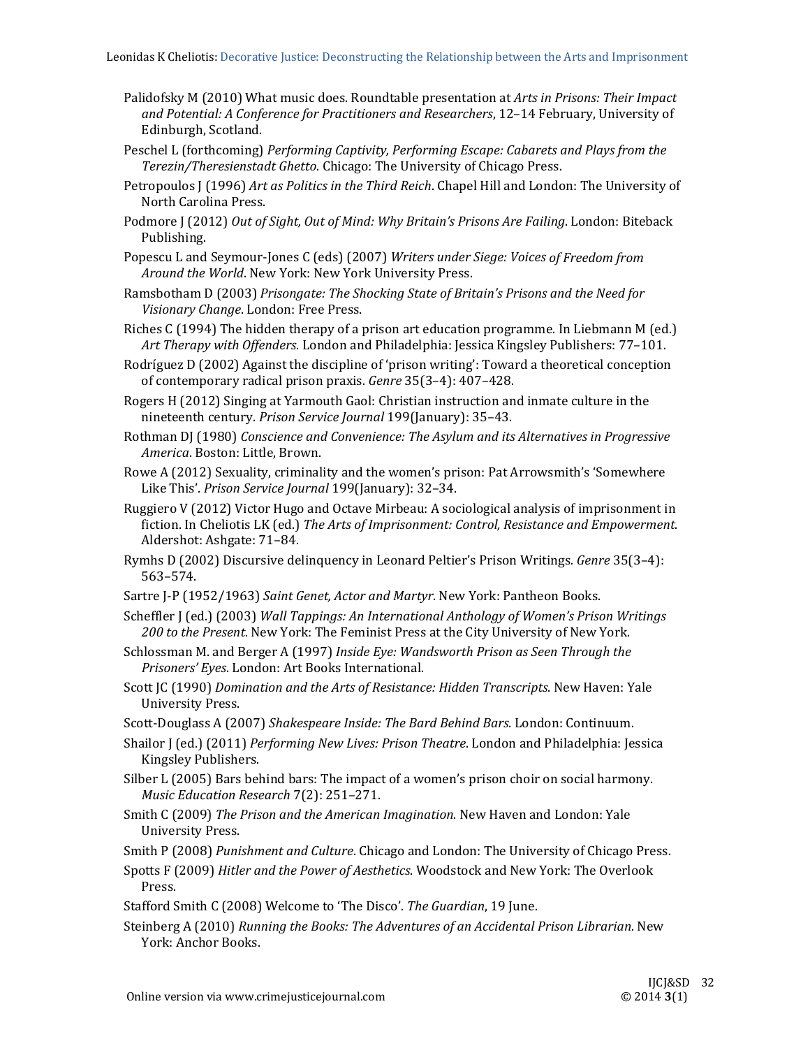Palidofsky M (2010) What music does. Roundtable presentation at *Arts in Prisons: Their Impact and Potential: A Conference for Practitioners and Researchers*, 12–14 February, University of Edinburgh, Scotland.

Peschel L (forthcoming) *Performing Captivity, Performing Escape: Cabarets and Plays from the Terezin/Theresienstadt Ghetto*. Chicago: The University of Chicago Press.

Petropoulos J (1996) *Art as Politics in the Third Reich*. Chapel Hill and London: The University of North Carolina Press.

Podmore J (2012) *Out of Sight, Out of Mind: Why Britain's Prisons Are Failing*. London: Biteback Publishing.

Popescu L and Seymour-Jones C (eds) (2007) *Writers under Siege: Voices of Freedom from Around the World*. New York: New York University Press.

Ramsbotham D (2003) *Prisongate: The Shocking State of Britain's Prisons and the Need for Visionary Change*. London: Free Press.

Riches C (1994) The hidden therapy of a prison art education programme. In Liebmann M (ed.) *Art Therapy with Offenders*. London and Philadelphia: Jessica Kingsley Publishers: 77–101.

Rodríguez D (2002) Against the discipline of 'prison writing': Toward a theoretical conception of contemporary radical prison praxis. *Genre* 35(3–4): 407–428.

Rogers H (2012) Singing at Yarmouth Gaol: Christian instruction and inmate culture in the nineteenth century. *Prison Service Journal* 199(January): 35–43.

Rothman DJ (1980) *Conscience and Convenience: The Asylum and its Alternatives in Progressive America*. Boston: Little, Brown.

Rowe A (2012) Sexuality, criminality and the women's prison: Pat Arrowsmith's 'Somewhere Like This'. *Prison Service Journal* 199(January): 32–34.

Ruggiero V (2012) Victor Hugo and Octave Mirbeau: A sociological analysis of imprisonment in fiction. In Cheliotis LK (ed.) *The Arts of Imprisonment: Control, Resistance and Empowerment*. Aldershot: Ashgate: 71–84.

Rymhs D (2002) Discursive delinquency in Leonard Peltier's Prison Writings. *Genre* 35(3–4): 563–574.

Sartre J-P (1952/1963) *Saint Genet, Actor and Martyr*. New York: Pantheon Books.

Scheffler J (ed.) (2003) *Wall Tappings: An International Anthology of Women's Prison Writings 200 to the Present*. New York: The Feminist Press at the City University of New York.

Schlossman M. and Berger A (1997) *Inside Eye: Wandsworth Prison as Seen Through the Prisoners' Eyes*. London: Art Books International.

Scott JC (1990) *Domination and the Arts of Resistance: Hidden Transcripts*. New Haven: Yale University Press.

Scott-Douglass A (2007) *Shakespeare Inside: The Bard Behind Bars*. London: Continuum.

Shailor J (ed.) (2011) *Performing New Lives: Prison Theatre*. London and Philadelphia: Jessica Kingsley Publishers.

Silber L (2005) Bars behind bars: The impact of a women's prison choir on social harmony. *Music Education Research* 7(2): 251–271.

Smith C (2009) *The Prison and the American Imagination*. New Haven and London: Yale University Press.

Smith P (2008) *Punishment and Culture*. Chicago and London: The University of Chicago Press.

Spotts F (2009) *Hitler and the Power of Aesthetics*. Woodstock and New York: The Overlook Press.

Stafford Smith C (2008) Welcome to 'The Disco'. *The Guardian*, 19 June.

Steinberg A (2010) *Running the Books: The Adventures of an Accidental Prison Librarian*. New York: Anchor Books.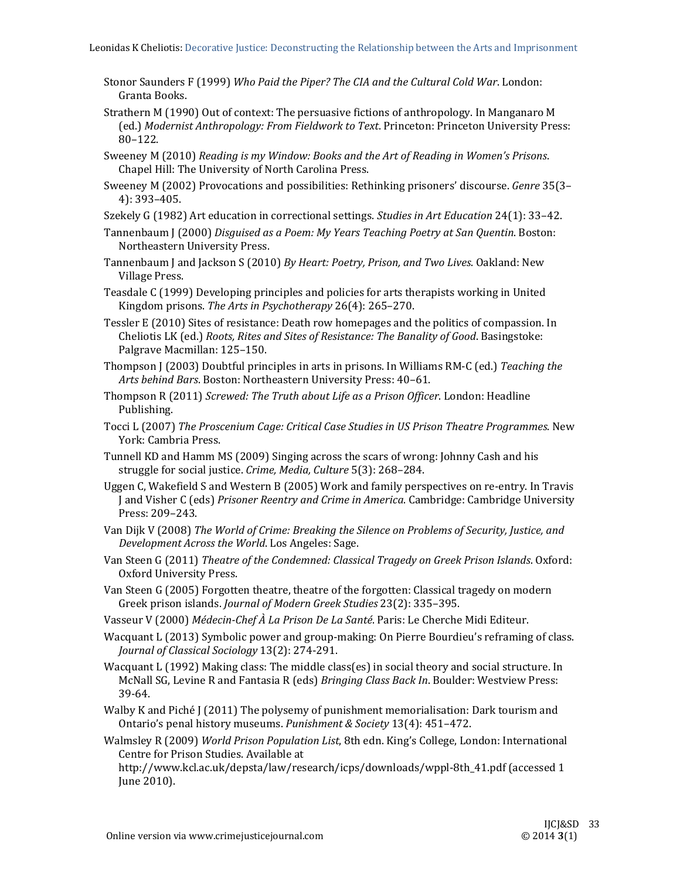Stonor Saunders F (1999) *Who Paid the Piper? The CIA and the Cultural Cold War*. London: Granta Books.

Strathern M (1990) Out of context: The persuasive fictions of anthropology. In Manganaro M (ed.) *Modernist Anthropology: From Fieldwork to Text*. Princeton: Princeton University Press: 80–122.

Sweeney M (2010) *Reading is my Window: Books and the Art of Reading in Women's Prisons*. Chapel Hill: The University of North Carolina Press.

Sweeney M (2002) Provocations and possibilities: Rethinking prisoners' discourse. *Genre* 35(3–4): 393–405.

Szekely G (1982) Art education in correctional settings. *Studies in Art Education* 24(1): 33–42.

Tannenbaum J (2000) *Disguised as a Poem: My Years Teaching Poetry at San Quentin*. Boston: Northeastern University Press.

Tannenbaum J and Jackson S (2010) *By Heart: Poetry, Prison, and Two Lives*. Oakland: New Village Press.

Teasdale C (1999) Developing principles and policies for arts therapists working in United Kingdom prisons. *The Arts in Psychotherapy* 26(4): 265–270.

Tessler E (2010) Sites of resistance: Death row homepages and the politics of compassion. In Cheliotis LK (ed.) *Roots, Rites and Sites of Resistance: The Banality of Good*. Basingstoke: Palgrave Macmillan: 125–150.

Thompson J (2003) Doubtful principles in arts in prisons. In Williams RM-C (ed.) *Teaching the Arts behind Bars*. Boston: Northeastern University Press: 40–61.

Thompson R (2011) *Screwed: The Truth about Life as a Prison Officer*. London: Headline Publishing.

Tocci L (2007) *The Proscenium Cage: Critical Case Studies in US Prison Theatre Programmes*. New York: Cambria Press.

Tunnell KD and Hamm MS (2009) Singing across the scars of wrong: Johnny Cash and his struggle for social justice. *Crime, Media, Culture* 5(3): 268–284.

Uggen C, Wakefield S and Western B (2005) Work and family perspectives on re-entry. In Travis J and Visher C (eds) *Prisoner Reentry and Crime in America*. Cambridge: Cambridge University Press: 209–243.

Van Dijk V (2008) *The World of Crime: Breaking the Silence on Problems of Security, Justice, and Development Across the World*. Los Angeles: Sage.

Van Steen G (2011) *Theatre of the Condemned: Classical Tragedy on Greek Prison Islands*. Oxford: Oxford University Press.

Van Steen G (2005) Forgotten theatre, theatre of the forgotten: Classical tragedy on modern Greek prison islands. *Journal of Modern Greek Studies* 23(2): 335–395.

Vasseur V (2000) *Médecin-Chef À La Prison De La Santé*. Paris: Le Cherche Midi Editeur.

Wacquant L (2013) Symbolic power and group-making: On Pierre Bourdieu's reframing of class. *Journal of Classical Sociology* 13(2): 274-291.

Wacquant L (1992) Making class: The middle class(es) in social theory and social structure. In McNall SG, Levine R and Fantasia R (eds) *Bringing Class Back In*. Boulder: Westview Press: 39-64.

Walby K and Piché J (2011) The polysemy of punishment memorialisation: Dark tourism and Ontario's penal history museums. *Punishment & Society* 13(4): 451–472.

Walmsley R (2009) *World Prison Population List*, 8th edn. King's College, London: International Centre for Prison Studies. Available at http://www.kcl.ac.uk/depsta/law/research/icps/downloads/wppl-8th_41.pdf (accessed 1 June 2010).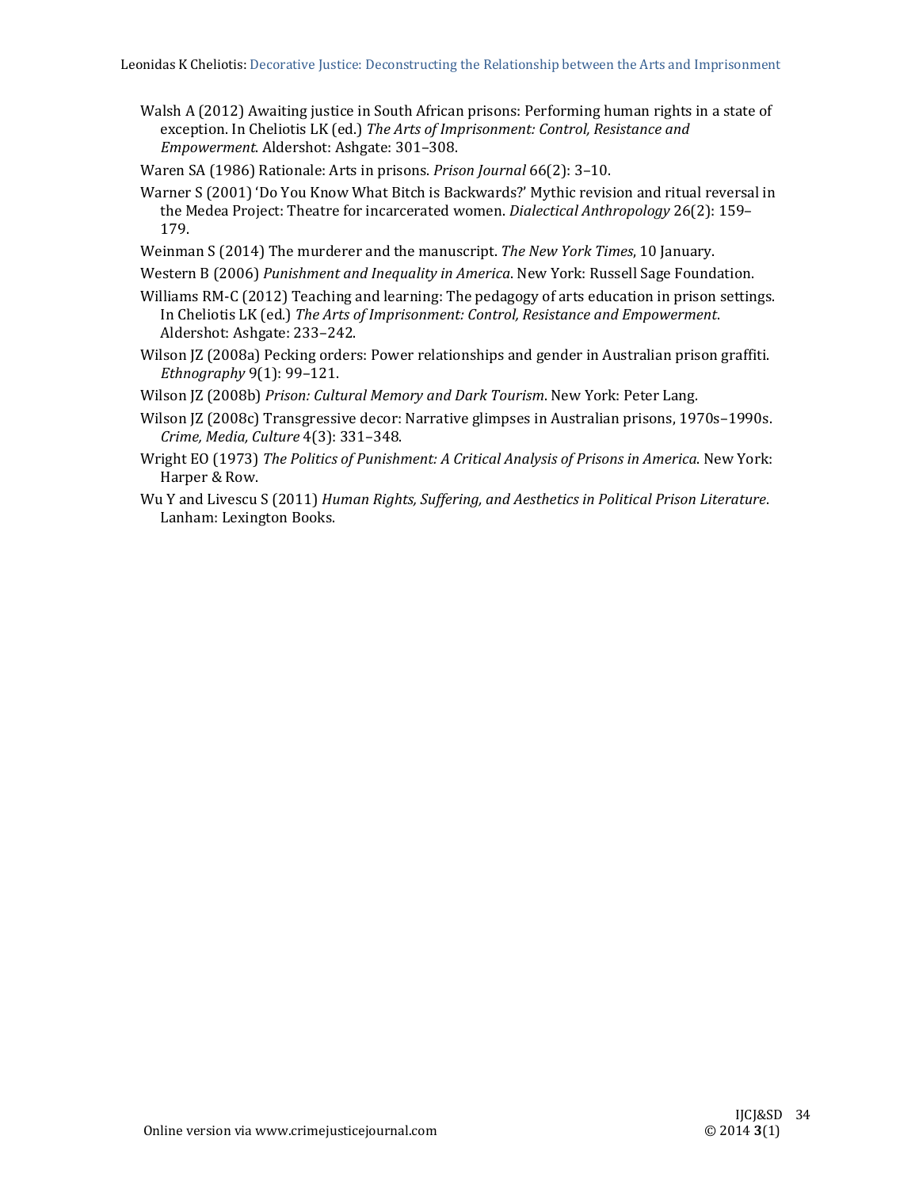Walsh A (2012) Awaiting justice in South African prisons: Performing human rights in a state of exception. In Cheliotis LK (ed.) *The Arts of Imprisonment: Control, Resistance and Empowerment*. Aldershot: Ashgate: 301–308.

Waren SA (1986) Rationale: Arts in prisons. *Prison Journal* 66(2): 3–10.

Warner S (2001) 'Do You Know What Bitch is Backwards?' Mythic revision and ritual reversal in the Medea Project: Theatre for incarcerated women. *Dialectical Anthropology* 26(2): 159–179.

Weinman S (2014) The murderer and the manuscript. *The New York Times*, 10 January.

Western B (2006) *Punishment and Inequality in America*. New York: Russell Sage Foundation.

Williams RM-C (2012) Teaching and learning: The pedagogy of arts education in prison settings. In Cheliotis LK (ed.) *The Arts of Imprisonment: Control, Resistance and Empowerment*. Aldershot: Ashgate: 233–242.

Wilson JZ (2008a) Pecking orders: Power relationships and gender in Australian prison graffiti. *Ethnography* 9(1): 99–121.

Wilson JZ (2008b) *Prison: Cultural Memory and Dark Tourism*. New York: Peter Lang.

Wilson JZ (2008c) Transgressive decor: Narrative glimpses in Australian prisons, 1970s–1990s. *Crime, Media, Culture* 4(3): 331–348.

Wright EO (1973) *The Politics of Punishment: A Critical Analysis of Prisons in America*. New York: Harper & Row.

Wu Y and Livescu S (2011) *Human Rights, Suffering, and Aesthetics in Political Prison Literature*. Lanham: Lexington Books.